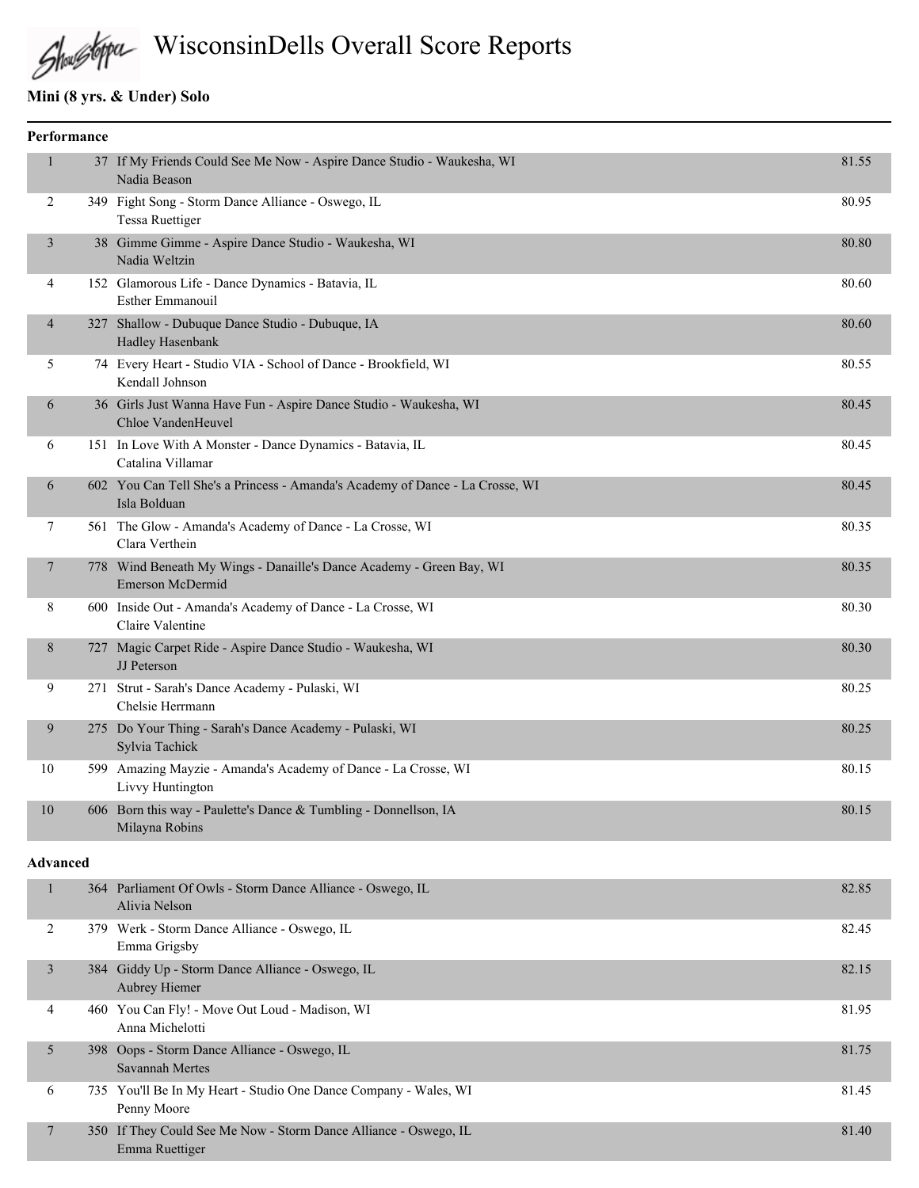# WisconsinDells Overall Score Reports

## Mini (8 yrs. & Under) Solo

### Performance

| Place | # | Routine | Score |
|---|---|---|---|
| 1 | 37 | If My Friends Could See Me Now - Aspire Dance Studio - Waukesha, WI<br>Nadia Beason | 81.55 |
| 2 | 349 | Fight Song - Storm Dance Alliance - Oswego, IL<br>Tessa Ruettiger | 80.95 |
| 3 | 38 | Gimme Gimme - Aspire Dance Studio - Waukesha, WI<br>Nadia Weltzin | 80.80 |
| 4 | 152 | Glamorous Life - Dance Dynamics - Batavia, IL<br>Esther Emmanouil | 80.60 |
| 4 | 327 | Shallow - Dubuque Dance Studio - Dubuque, IA<br>Hadley Hasenbank | 80.60 |
| 5 | 74 | Every Heart - Studio VIA - School of Dance - Brookfield, WI<br>Kendall Johnson | 80.55 |
| 6 | 36 | Girls Just Wanna Have Fun - Aspire Dance Studio - Waukesha, WI<br>Chloe VandenHeuvel | 80.45 |
| 6 | 151 | In Love With A Monster - Dance Dynamics - Batavia, IL<br>Catalina Villamar | 80.45 |
| 6 | 602 | You Can Tell She's a Princess - Amanda's Academy of Dance - La Crosse, WI<br>Isla Bolduan | 80.45 |
| 7 | 561 | The Glow - Amanda's Academy of Dance - La Crosse, WI<br>Clara Verthein | 80.35 |
| 7 | 778 | Wind Beneath My Wings - Danaille's Dance Academy - Green Bay, WI<br>Emerson McDermid | 80.35 |
| 8 | 600 | Inside Out - Amanda's Academy of Dance - La Crosse, WI<br>Claire Valentine | 80.30 |
| 8 | 727 | Magic Carpet Ride - Aspire Dance Studio - Waukesha, WI<br>JJ Peterson | 80.30 |
| 9 | 271 | Strut - Sarah's Dance Academy - Pulaski, WI<br>Chelsie Herrmann | 80.25 |
| 9 | 275 | Do Your Thing - Sarah's Dance Academy - Pulaski, WI<br>Sylvia Tachick | 80.25 |
| 10 | 599 | Amazing Mayzie - Amanda's Academy of Dance - La Crosse, WI<br>Livvy Huntington | 80.15 |
| 10 | 606 | Born this way - Paulette's Dance & Tumbling - Donnellson, IA<br>Milayna Robins | 80.15 |

### Advanced

| Place | # | Routine | Score |
|---|---|---|---|
| 1 | 364 | Parliament Of Owls - Storm Dance Alliance - Oswego, IL<br>Alivia Nelson | 82.85 |
| 2 | 379 | Werk - Storm Dance Alliance - Oswego, IL<br>Emma Grigsby | 82.45 |
| 3 | 384 | Giddy Up - Storm Dance Alliance - Oswego, IL<br>Aubrey Hiemer | 82.15 |
| 4 | 460 | You Can Fly! - Move Out Loud - Madison, WI<br>Anna Michelotti | 81.95 |
| 5 | 398 | Oops - Storm Dance Alliance - Oswego, IL<br>Savannah Mertes | 81.75 |
| 6 | 735 | You'll Be In My Heart - Studio One Dance Company - Wales, WI<br>Penny Moore | 81.45 |
| 7 | 350 | If They Could See Me Now - Storm Dance Alliance - Oswego, IL<br>Emma Ruettiger | 81.40 |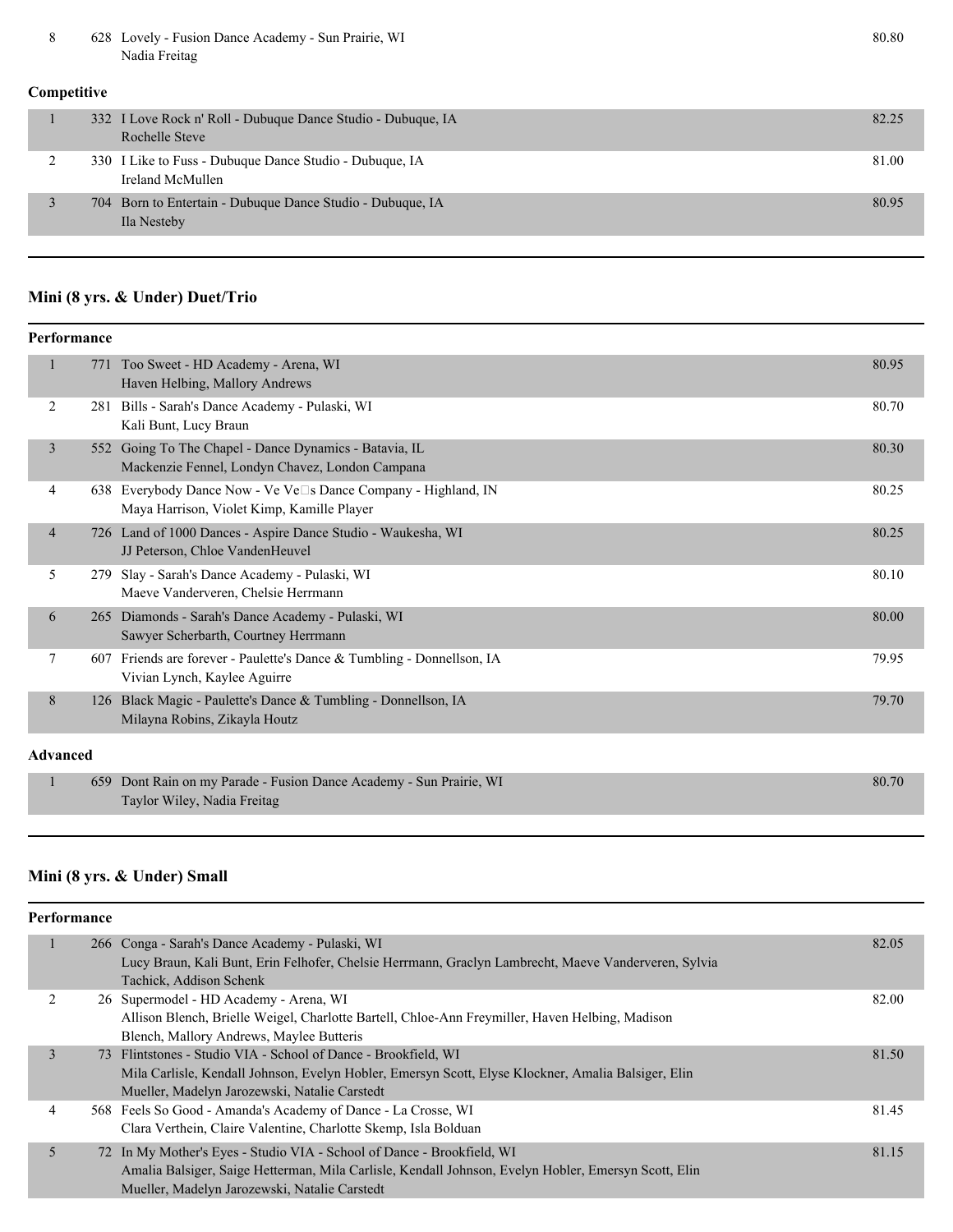| | | | |
|---|---|---|---|
| 8 | 628 | Lovely - Fusion Dance Academy - Sun Prairie, WI<br>Nadia Freitag | 80.80 |

**Competitive**

| | | | |
|---|---|---|---|
| 1 | 332 | I Love Rock n' Roll - Dubuque Dance Studio - Dubuque, IA<br>Rochelle Steve | 82.25 |
| 2 | 330 | I Like to Fuss - Dubuque Dance Studio - Dubuque, IA<br>Ireland McMullen | 81.00 |
| 3 | 704 | Born to Entertain - Dubuque Dance Studio - Dubuque, IA<br>Ila Nesteby | 80.95 |

## Mini (8 yrs. & Under) Duet/Trio

**Performance**

| | | | |
|---|---|---|---|
| 1 | 771 | Too Sweet - HD Academy - Arena, WI<br>Haven Helbing, Mallory Andrews | 80.95 |
| 2 | 281 | Bills - Sarah's Dance Academy - Pulaski, WI<br>Kali Bunt, Lucy Braun | 80.70 |
| 3 | 552 | Going To The Chapel - Dance Dynamics - Batavia, IL<br>Mackenzie Fennel, Londyn Chavez, London Campana | 80.30 |
| 4 | 638 | Everybody Dance Now - Ve Ve□s Dance Company - Highland, IN<br>Maya Harrison, Violet Kimp, Kamille Player | 80.25 |
| 4 | 726 | Land of 1000 Dances - Aspire Dance Studio - Waukesha, WI<br>JJ Peterson, Chloe VandenHeuvel | 80.25 |
| 5 | 279 | Slay - Sarah's Dance Academy - Pulaski, WI<br>Maeve Vanderveren, Chelsie Herrmann | 80.10 |
| 6 | 265 | Diamonds - Sarah's Dance Academy - Pulaski, WI<br>Sawyer Scherbarth, Courtney Herrmann | 80.00 |
| 7 | 607 | Friends are forever - Paulette's Dance & Tumbling - Donnellson, IA<br>Vivian Lynch, Kaylee Aguirre | 79.95 |
| 8 | 126 | Black Magic - Paulette's Dance & Tumbling - Donnellson, IA<br>Milayna Robins, Zikayla Houtz | 79.70 |

**Advanced**

| | | | |
|---|---|---|---|
| 1 | 659 | Dont Rain on my Parade - Fusion Dance Academy - Sun Prairie, WI<br>Taylor Wiley, Nadia Freitag | 80.70 |

## Mini (8 yrs. & Under) Small

**Performance**

| | | | |
|---|---|---|---|
| 1 | 266 | Conga - Sarah's Dance Academy - Pulaski, WI<br>Lucy Braun, Kali Bunt, Erin Felhofer, Chelsie Herrmann, Graclyn Lambrecht, Maeve Vanderveren, Sylvia Tachick, Addison Schenk | 82.05 |
| 2 | 26 | Supermodel - HD Academy - Arena, WI<br>Allison Blench, Brielle Weigel, Charlotte Bartell, Chloe-Ann Freymiller, Haven Helbing, Madison Blench, Mallory Andrews, Maylee Butteris | 82.00 |
| 3 | 73 | Flintstones - Studio VIA - School of Dance - Brookfield, WI<br>Mila Carlisle, Kendall Johnson, Evelyn Hobler, Emersyn Scott, Elyse Klockner, Amalia Balsiger, Elin Mueller, Madelyn Jarozewski, Natalie Carstedt | 81.50 |
| 4 | 568 | Feels So Good - Amanda's Academy of Dance - La Crosse, WI<br>Clara Verthein, Claire Valentine, Charlotte Skemp, Isla Bolduan | 81.45 |
| 5 | 72 | In My Mother's Eyes - Studio VIA - School of Dance - Brookfield, WI<br>Amalia Balsiger, Saige Hetterman, Mila Carlisle, Kendall Johnson, Evelyn Hobler, Emersyn Scott, Elin Mueller, Madelyn Jarozewski, Natalie Carstedt | 81.15 |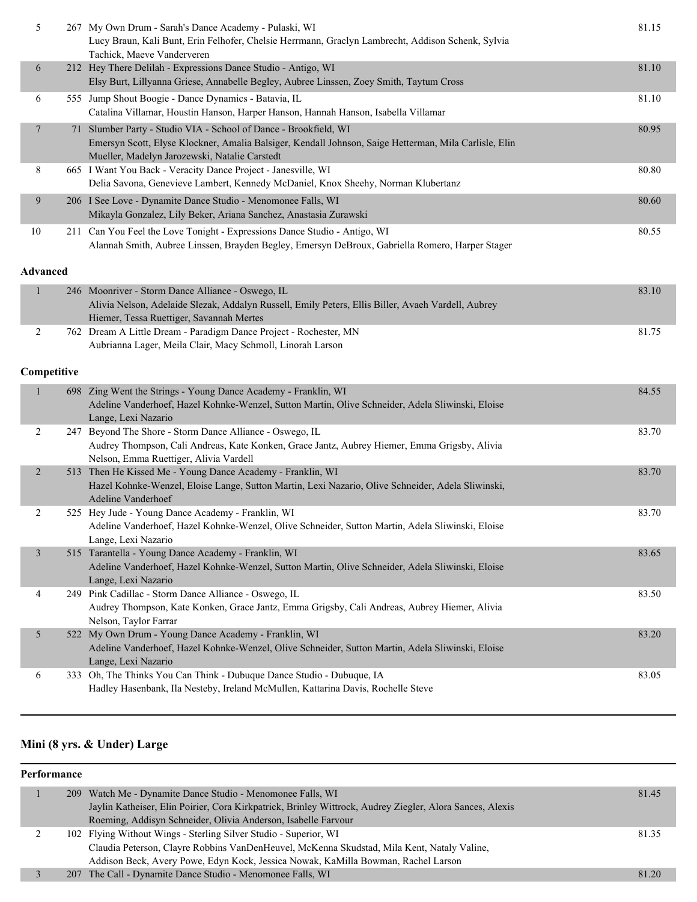| Place | # | Entry | Score |
|---|---|---|---|
| 5 | 267 | My Own Drum - Sarah's Dance Academy - Pulaski, WI<br>Lucy Braun, Kali Bunt, Erin Felhofer, Chelsie Herrmann, Graclyn Lambrecht, Addison Schenk, Sylvia Tachick, Maeve Vanderveren | 81.15 |
| 6 | 212 | Hey There Delilah - Expressions Dance Studio - Antigo, WI<br>Elsy Burt, Lillyanna Griese, Annabelle Begley, Aubree Linssen, Zoey Smith, Taytum Cross | 81.10 |
| 6 | 555 | Jump Shout Boogie - Dance Dynamics - Batavia, IL<br>Catalina Villamar, Houstin Hanson, Harper Hanson, Hannah Hanson, Isabella Villamar | 81.10 |
| 7 | 71 | Slumber Party - Studio VIA - School of Dance - Brookfield, WI<br>Emersyn Scott, Elyse Klockner, Amalia Balsiger, Kendall Johnson, Saige Hetterman, Mila Carlisle, Elin Mueller, Madelyn Jarozewski, Natalie Carstedt | 80.95 |
| 8 | 665 | I Want You Back - Veracity Dance Project - Janesville, WI<br>Delia Savona, Genevieve Lambert, Kennedy McDaniel, Knox Sheehy, Norman Klubertanz | 80.80 |
| 9 | 206 | I See Love - Dynamite Dance Studio - Menomonee Falls, WI<br>Mikayla Gonzalez, Lily Beker, Ariana Sanchez, Anastasia Zurawski | 80.60 |
| 10 | 211 | Can You Feel the Love Tonight - Expressions Dance Studio - Antigo, WI<br>Alannah Smith, Aubree Linssen, Brayden Begley, Emersyn DeBroux, Gabriella Romero, Harper Stager | 80.55 |

**Advanced**

| Place | # | Entry | Score |
|---|---|---|---|
| 1 | 246 | Moonriver - Storm Dance Alliance - Oswego, IL<br>Alivia Nelson, Adelaide Slezak, Addalyn Russell, Emily Peters, Ellis Biller, Avaeh Vardell, Aubrey Hiemer, Tessa Ruettiger, Savannah Mertes | 83.10 |
| 2 | 762 | Dream A Little Dream - Paradigm Dance Project - Rochester, MN<br>Aubrianna Lager, Meila Clair, Macy Schmoll, Linorah Larson | 81.75 |

**Competitive**

| Place | # | Entry | Score |
|---|---|---|---|
| 1 | 698 | Zing Went the Strings - Young Dance Academy - Franklin, WI<br>Adeline Vanderhoef, Hazel Kohnke-Wenzel, Sutton Martin, Olive Schneider, Adela Sliwinski, Eloise Lange, Lexi Nazario | 84.55 |
| 2 | 247 | Beyond The Shore - Storm Dance Alliance - Oswego, IL<br>Audrey Thompson, Cali Andreas, Kate Konken, Grace Jantz, Aubrey Hiemer, Emma Grigsby, Alivia Nelson, Emma Ruettiger, Alivia Vardell | 83.70 |
| 2 | 513 | Then He Kissed Me - Young Dance Academy - Franklin, WI<br>Hazel Kohnke-Wenzel, Eloise Lange, Sutton Martin, Lexi Nazario, Olive Schneider, Adela Sliwinski, Adeline Vanderhoef | 83.70 |
| 2 | 525 | Hey Jude - Young Dance Academy - Franklin, WI<br>Adeline Vanderhoef, Hazel Kohnke-Wenzel, Olive Schneider, Sutton Martin, Adela Sliwinski, Eloise Lange, Lexi Nazario | 83.70 |
| 3 | 515 | Tarantella - Young Dance Academy - Franklin, WI<br>Adeline Vanderhoef, Hazel Kohnke-Wenzel, Sutton Martin, Olive Schneider, Adela Sliwinski, Eloise Lange, Lexi Nazario | 83.65 |
| 4 | 249 | Pink Cadillac - Storm Dance Alliance - Oswego, IL<br>Audrey Thompson, Kate Konken, Grace Jantz, Emma Grigsby, Cali Andreas, Aubrey Hiemer, Alivia Nelson, Taylor Farrar | 83.50 |
| 5 | 522 | My Own Drum - Young Dance Academy - Franklin, WI<br>Adeline Vanderhoef, Hazel Kohnke-Wenzel, Olive Schneider, Sutton Martin, Adela Sliwinski, Eloise Lange, Lexi Nazario | 83.20 |
| 6 | 333 | Oh, The Thinks You Can Think - Dubuque Dance Studio - Dubuque, IA<br>Hadley Hasenbank, Ila Nesteby, Ireland McMullen, Kattarina Davis, Rochelle Steve | 83.05 |

## Mini (8 yrs. & Under) Large

**Performance**

| Place | # | Entry | Score |
|---|---|---|---|
| 1 | 209 | Watch Me - Dynamite Dance Studio - Menomonee Falls, WI<br>Jaylin Katheiser, Elin Poirier, Cora Kirkpatrick, Brinley Wittrock, Audrey Ziegler, Alora Sances, Alexis Roeming, Addisyn Schneider, Olivia Anderson, Isabelle Farvour | 81.45 |
| 2 | 102 | Flying Without Wings - Sterling Silver Studio - Superior, WI<br>Claudia Peterson, Clayre Robbins VanDenHeuvel, McKenna Skudstad, Mila Kent, Nataly Valine, Addison Beck, Avery Powe, Edyn Kock, Jessica Nowak, KaMilla Bowman, Rachel Larson | 81.35 |
| 3 | 207 | The Call - Dynamite Dance Studio - Menomonee Falls, WI | 81.20 |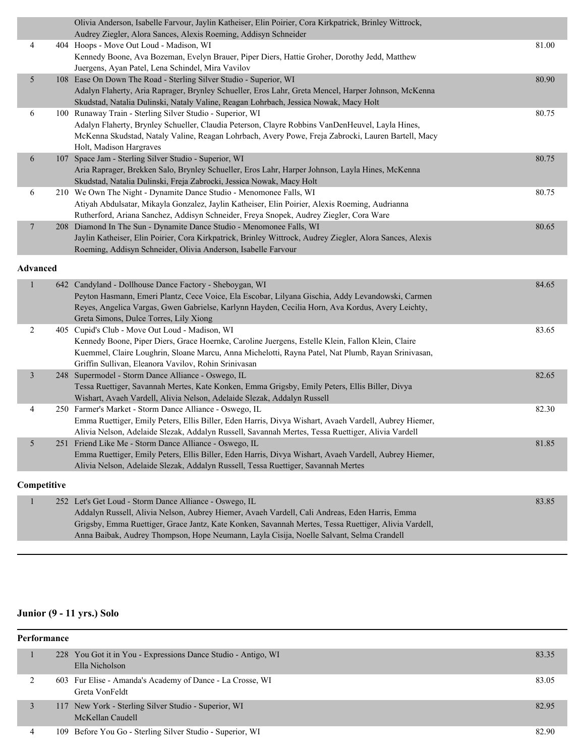| Place | No. | Entry | Score |
|---|---|---|---|
| | | Olivia Anderson, Isabelle Farvour, Jaylin Katheiser, Elin Poirier, Cora Kirkpatrick, Brinley Wittrock, Audrey Ziegler, Alora Sances, Alexis Roeming, Addisyn Schneider | |
| 4 | 404 | Hoops - Move Out Loud - Madison, WI<br>Kennedy Boone, Ava Bozeman, Evelyn Brauer, Piper Diers, Hattie Groher, Dorothy Jedd, Matthew Juergens, Ayan Patel, Lena Schindel, Mira Vavilov | 81.00 |
| 5 | 108 | Ease On Down The Road - Sterling Silver Studio - Superior, WI<br>Adalyn Flaherty, Aria Raprager, Brynley Schueller, Eros Lahr, Greta Mencel, Harper Johnson, McKenna Skudstad, Natalia Dulinski, Nataly Valine, Reagan Lohrbach, Jessica Nowak, Macy Holt | 80.90 |
| 6 | 100 | Runaway Train - Sterling Silver Studio - Superior, WI<br>Adalyn Flaherty, Brynley Schueller, Claudia Peterson, Clayre Robbins VanDenHeuvel, Layla Hines, McKenna Skudstad, Nataly Valine, Reagan Lohrbach, Avery Powe, Freja Zabrocki, Lauren Bartell, Macy Holt, Madison Hargraves | 80.75 |
| 6 | 107 | Space Jam - Sterling Silver Studio - Superior, WI<br>Aria Raprager, Brekken Salo, Brynley Schueller, Eros Lahr, Harper Johnson, Layla Hines, McKenna Skudstad, Natalia Dulinski, Freja Zabrocki, Jessica Nowak, Macy Holt | 80.75 |
| 6 | 210 | We Own The Night - Dynamite Dance Studio - Menomonee Falls, WI<br>Atiyah Abdulsatar, Mikayla Gonzalez, Jaylin Katheiser, Elin Poirier, Alexis Roeming, Audrianna Rutherford, Ariana Sanchez, Addisyn Schneider, Freya Snopek, Audrey Ziegler, Cora Ware | 80.75 |
| 7 | 208 | Diamond In The Sun - Dynamite Dance Studio - Menomonee Falls, WI<br>Jaylin Katheiser, Elin Poirier, Cora Kirkpatrick, Brinley Wittrock, Audrey Ziegler, Alora Sances, Alexis Roeming, Addisyn Schneider, Olivia Anderson, Isabelle Farvour | 80.65 |

**Advanced**

| Place | No. | Entry | Score |
|---|---|---|---|
| 1 | 642 | Candyland - Dollhouse Dance Factory - Sheboygan, WI<br>Peyton Hasmann, Emeri Plantz, Cece Voice, Ela Escobar, Lilyana Gischia, Addy Levandowski, Carmen Reyes, Angelica Vargas, Gwen Gabrielse, Karlynn Hayden, Cecilia Horn, Ava Kordus, Avery Leichty, Greta Simons, Dulce Torres, Lily Xiong | 84.65 |
| 2 | 405 | Cupid's Club - Move Out Loud - Madison, WI<br>Kennedy Boone, Piper Diers, Grace Hoernke, Caroline Juergens, Estelle Klein, Fallon Klein, Claire Kuemmel, Claire Loughrin, Sloane Marcu, Anna Michelotti, Rayna Patel, Nat Plumb, Rayan Srinivasan, Griffin Sullivan, Eleanora Vavilov, Rohin Srinivasan | 83.65 |
| 3 | 248 | Supermodel - Storm Dance Alliance - Oswego, IL<br>Tessa Ruettiger, Savannah Mertes, Kate Konken, Emma Grigsby, Emily Peters, Ellis Biller, Divya Wishart, Avaeh Vardell, Alivia Nelson, Adelaide Slezak, Addalyn Russell | 82.65 |
| 4 | 250 | Farmer's Market - Storm Dance Alliance - Oswego, IL<br>Emma Ruettiger, Emily Peters, Ellis Biller, Eden Harris, Divya Wishart, Avaeh Vardell, Aubrey Hiemer, Alivia Nelson, Adelaide Slezak, Addalyn Russell, Savannah Mertes, Tessa Ruettiger, Alivia Vardell | 82.30 |
| 5 | 251 | Friend Like Me - Storm Dance Alliance - Oswego, IL<br>Emma Ruettiger, Emily Peters, Ellis Biller, Eden Harris, Divya Wishart, Avaeh Vardell, Aubrey Hiemer, Alivia Nelson, Adelaide Slezak, Addalyn Russell, Tessa Ruettiger, Savannah Mertes | 81.85 |

**Competitive**

| Place | No. | Entry | Score |
|---|---|---|---|
| 1 | 252 | Let's Get Loud - Storm Dance Alliance - Oswego, IL<br>Addalyn Russell, Alivia Nelson, Aubrey Hiemer, Avaeh Vardell, Cali Andreas, Eden Harris, Emma Grigsby, Emma Ruettiger, Grace Jantz, Kate Konken, Savannah Mertes, Tessa Ruettiger, Alivia Vardell, Anna Baibak, Audrey Thompson, Hope Neumann, Layla Cisija, Noelle Salvant, Selma Crandell | 83.85 |

## Junior (9 - 11 yrs.) Solo

**Performance**

| Place | No. | Entry | Score |
|---|---|---|---|
| 1 | 228 | You Got it in You - Expressions Dance Studio - Antigo, WI<br>Ella Nicholson | 83.35 |
| 2 | 603 | Fur Elise - Amanda's Academy of Dance - La Crosse, WI<br>Greta VonFeldt | 83.05 |
| 3 | 117 | New York - Sterling Silver Studio - Superior, WI<br>McKellan Caudell | 82.95 |
| 4 | 109 | Before You Go - Sterling Silver Studio - Superior, WI | 82.90 |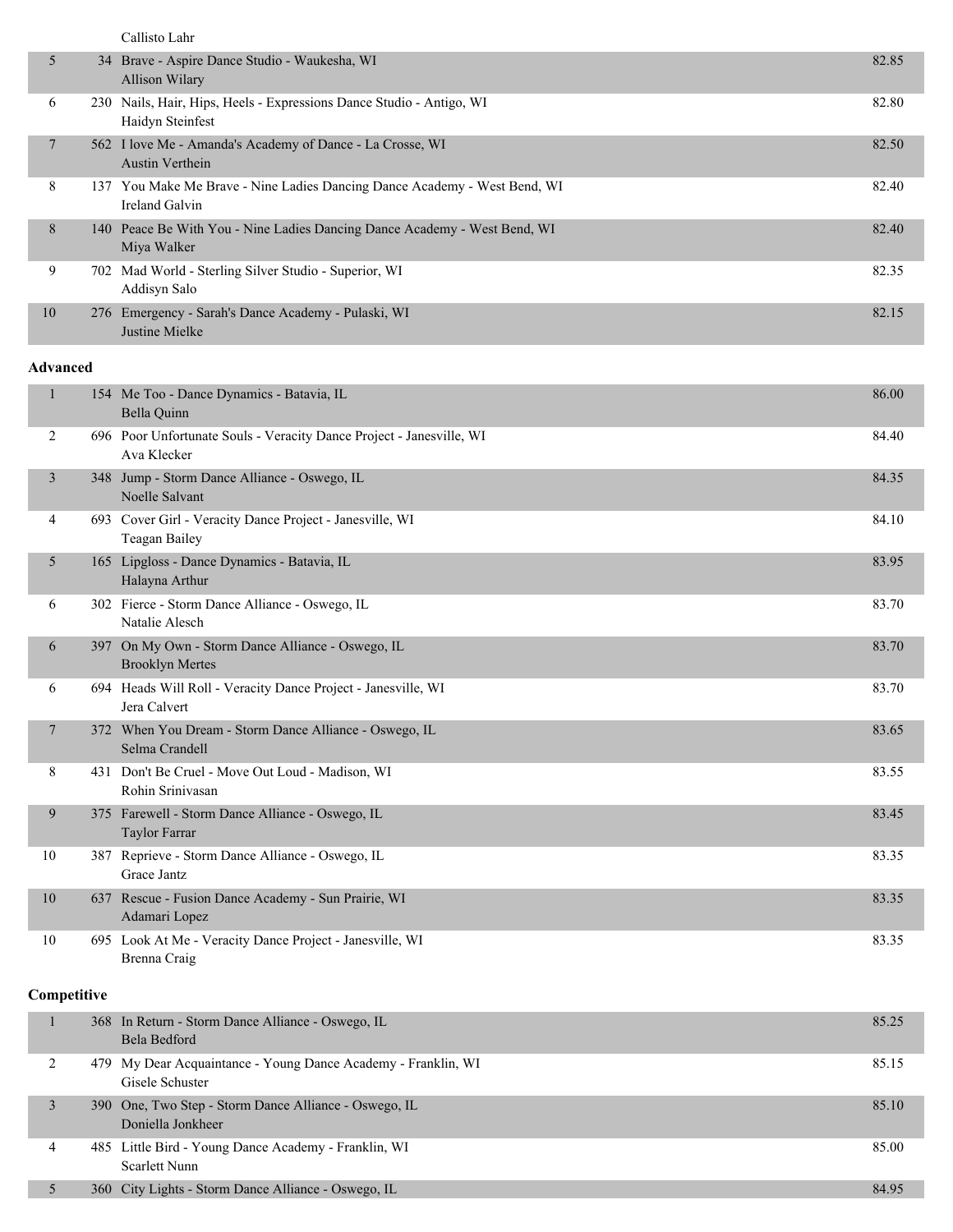| | | | |
|---|---|---|---|
| | | Callisto Lahr | |
| 5 | 34 | Brave - Aspire Dance Studio - Waukesha, WI<br>Allison Wilary | 82.85 |
| 6 | 230 | Nails, Hair, Hips, Heels - Expressions Dance Studio - Antigo, WI<br>Haidyn Steinfest | 82.80 |
| 7 | 562 | I love Me - Amanda's Academy of Dance - La Crosse, WI<br>Austin Verthein | 82.50 |
| 8 | 137 | You Make Me Brave - Nine Ladies Dancing Dance Academy - West Bend, WI<br>Ireland Galvin | 82.40 |
| 8 | 140 | Peace Be With You - Nine Ladies Dancing Dance Academy - West Bend, WI<br>Miya Walker | 82.40 |
| 9 | 702 | Mad World - Sterling Silver Studio - Superior, WI<br>Addisyn Salo | 82.35 |
| 10 | 276 | Emergency - Sarah's Dance Academy - Pulaski, WI<br>Justine Mielke | 82.15 |

**Advanced**

| | | | |
|---|---|---|---|
| 1 | 154 | Me Too - Dance Dynamics - Batavia, IL<br>Bella Quinn | 86.00 |
| 2 | 696 | Poor Unfortunate Souls - Veracity Dance Project - Janesville, WI<br>Ava Klecker | 84.40 |
| 3 | 348 | Jump - Storm Dance Alliance - Oswego, IL<br>Noelle Salvant | 84.35 |
| 4 | 693 | Cover Girl - Veracity Dance Project - Janesville, WI<br>Teagan Bailey | 84.10 |
| 5 | 165 | Lipgloss - Dance Dynamics - Batavia, IL<br>Halayna Arthur | 83.95 |
| 6 | 302 | Fierce - Storm Dance Alliance - Oswego, IL<br>Natalie Alesch | 83.70 |
| 6 | 397 | On My Own - Storm Dance Alliance - Oswego, IL<br>Brooklyn Mertes | 83.70 |
| 6 | 694 | Heads Will Roll - Veracity Dance Project - Janesville, WI<br>Jera Calvert | 83.70 |
| 7 | 372 | When You Dream - Storm Dance Alliance - Oswego, IL<br>Selma Crandell | 83.65 |
| 8 | 431 | Don't Be Cruel - Move Out Loud - Madison, WI<br>Rohin Srinivasan | 83.55 |
| 9 | 375 | Farewell - Storm Dance Alliance - Oswego, IL<br>Taylor Farrar | 83.45 |
| 10 | 387 | Reprieve - Storm Dance Alliance - Oswego, IL<br>Grace Jantz | 83.35 |
| 10 | 637 | Rescue - Fusion Dance Academy - Sun Prairie, WI<br>Adamari Lopez | 83.35 |
| 10 | 695 | Look At Me - Veracity Dance Project - Janesville, WI<br>Brenna Craig | 83.35 |

**Competitive**

| | | | |
|---|---|---|---|
| 1 | 368 | In Return - Storm Dance Alliance - Oswego, IL<br>Bela Bedford | 85.25 |
| 2 | 479 | My Dear Acquaintance - Young Dance Academy - Franklin, WI<br>Gisele Schuster | 85.15 |
| 3 | 390 | One, Two Step - Storm Dance Alliance - Oswego, IL<br>Doniella Jonkheer | 85.10 |
| 4 | 485 | Little Bird - Young Dance Academy - Franklin, WI<br>Scarlett Nunn | 85.00 |
| 5 | 360 | City Lights - Storm Dance Alliance - Oswego, IL | 84.95 |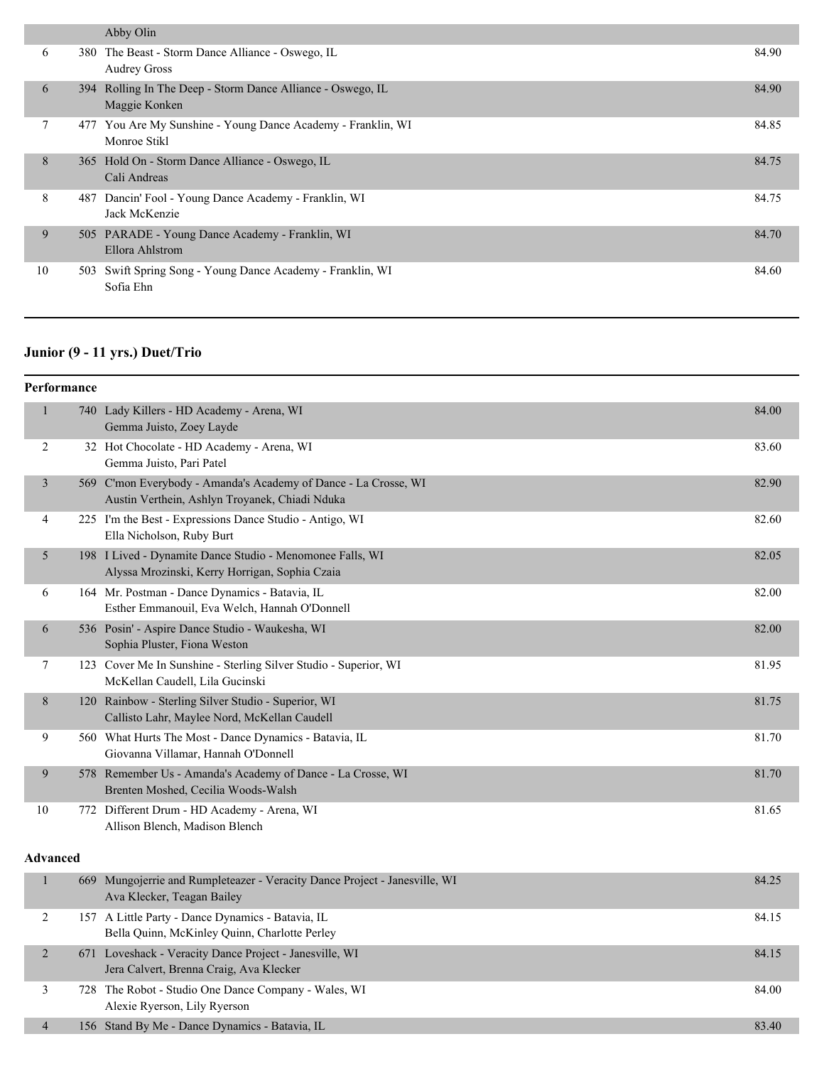| | | | |
|---|---|---|---|
| | | Abby Olin | |
| 6 | 380 | The Beast - Storm Dance Alliance - Oswego, IL<br>Audrey Gross | 84.90 |
| 6 | 394 | Rolling In The Deep - Storm Dance Alliance - Oswego, IL<br>Maggie Konken | 84.90 |
| 7 | 477 | You Are My Sunshine - Young Dance Academy - Franklin, WI<br>Monroe Stikl | 84.85 |
| 8 | 365 | Hold On - Storm Dance Alliance - Oswego, IL<br>Cali Andreas | 84.75 |
| 8 | 487 | Dancin' Fool - Young Dance Academy - Franklin, WI<br>Jack McKenzie | 84.75 |
| 9 | 505 | PARADE - Young Dance Academy - Franklin, WI<br>Ellora Ahlstrom | 84.70 |
| 10 | 503 | Swift Spring Song - Young Dance Academy - Franklin, WI<br>Sofia Ehn | 84.60 |

## Junior (9 - 11 yrs.) Duet/Trio

**Performance**

| | | | |
|---|---|---|---|
| 1 | 740 | Lady Killers - HD Academy - Arena, WI<br>Gemma Juisto, Zoey Layde | 84.00 |
| 2 | 32 | Hot Chocolate - HD Academy - Arena, WI<br>Gemma Juisto, Pari Patel | 83.60 |
| 3 | 569 | C'mon Everybody - Amanda's Academy of Dance - La Crosse, WI<br>Austin Verthein, Ashlyn Troyanek, Chiadi Nduka | 82.90 |
| 4 | 225 | I'm the Best - Expressions Dance Studio - Antigo, WI<br>Ella Nicholson, Ruby Burt | 82.60 |
| 5 | 198 | I Lived - Dynamite Dance Studio - Menomonee Falls, WI<br>Alyssa Mrozinski, Kerry Horrigan, Sophia Czaia | 82.05 |
| 6 | 164 | Mr. Postman - Dance Dynamics - Batavia, IL<br>Esther Emmanouil, Eva Welch, Hannah O'Donnell | 82.00 |
| 6 | 536 | Posin' - Aspire Dance Studio - Waukesha, WI<br>Sophia Pluster, Fiona Weston | 82.00 |
| 7 | 123 | Cover Me In Sunshine - Sterling Silver Studio - Superior, WI<br>McKellan Caudell, Lila Gucinski | 81.95 |
| 8 | 120 | Rainbow - Sterling Silver Studio - Superior, WI<br>Callisto Lahr, Maylee Nord, McKellan Caudell | 81.75 |
| 9 | 560 | What Hurts The Most - Dance Dynamics - Batavia, IL<br>Giovanna Villamar, Hannah O'Donnell | 81.70 |
| 9 | 578 | Remember Us - Amanda's Academy of Dance - La Crosse, WI<br>Brenten Moshed, Cecilia Woods-Walsh | 81.70 |
| 10 | 772 | Different Drum - HD Academy - Arena, WI<br>Allison Blench, Madison Blench | 81.65 |

**Advanced**

| | | | |
|---|---|---|---|
| 1 | 669 | Mungojerrie and Rumpleteazer - Veracity Dance Project - Janesville, WI<br>Ava Klecker, Teagan Bailey | 84.25 |
| 2 | 157 | A Little Party - Dance Dynamics - Batavia, IL<br>Bella Quinn, McKinley Quinn, Charlotte Perley | 84.15 |
| 2 | 671 | Loveshack - Veracity Dance Project - Janesville, WI<br>Jera Calvert, Brenna Craig, Ava Klecker | 84.15 |
| 3 | 728 | The Robot - Studio One Dance Company - Wales, WI<br>Alexie Ryerson, Lily Ryerson | 84.00 |
| 4 | 156 | Stand By Me - Dance Dynamics - Batavia, IL | 83.40 |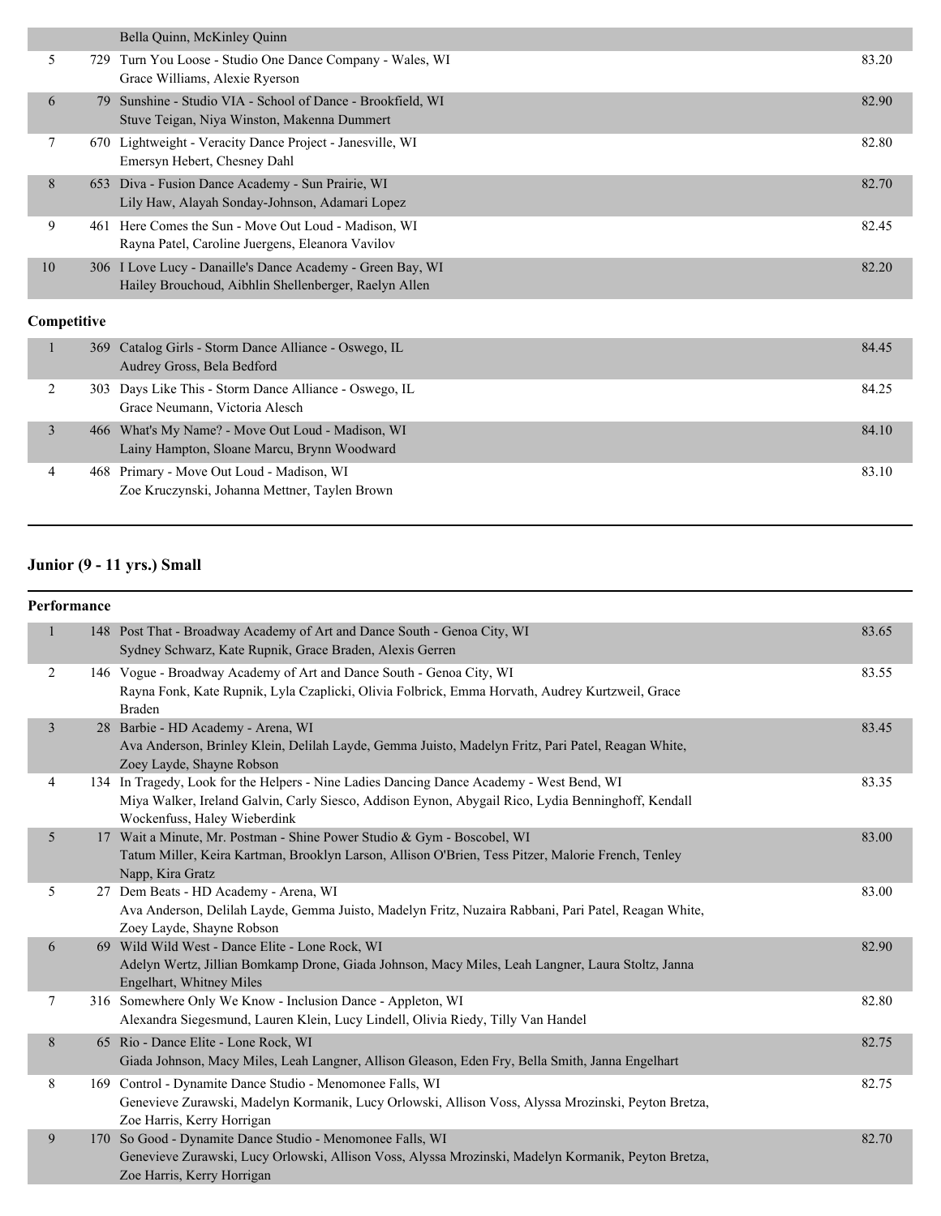| | | | |
|---|---|---|---|
| | | Bella Quinn, McKinley Quinn | |
| 5 | 729 | Turn You Loose - Studio One Dance Company - Wales, WI<br>Grace Williams, Alexie Ryerson | 83.20 |
| 6 | 79 | Sunshine - Studio VIA - School of Dance - Brookfield, WI<br>Stuve Teigan, Niya Winston, Makenna Dummert | 82.90 |
| 7 | 670 | Lightweight - Veracity Dance Project - Janesville, WI<br>Emersyn Hebert, Chesney Dahl | 82.80 |
| 8 | 653 | Diva - Fusion Dance Academy - Sun Prairie, WI<br>Lily Haw, Alayah Sonday-Johnson, Adamari Lopez | 82.70 |
| 9 | 461 | Here Comes the Sun - Move Out Loud - Madison, WI<br>Rayna Patel, Caroline Juergens, Eleanora Vavilov | 82.45 |
| 10 | 306 | I Love Lucy - Danaille's Dance Academy - Green Bay, WI<br>Hailey Brouchoud, Aibhlin Shellenberger, Raelyn Allen | 82.20 |

**Competitive**

| | | | |
|---|---|---|---|
| 1 | 369 | Catalog Girls - Storm Dance Alliance - Oswego, IL<br>Audrey Gross, Bela Bedford | 84.45 |
| 2 | 303 | Days Like This - Storm Dance Alliance - Oswego, IL<br>Grace Neumann, Victoria Alesch | 84.25 |
| 3 | 466 | What's My Name? - Move Out Loud - Madison, WI<br>Lainy Hampton, Sloane Marcu, Brynn Woodward | 84.10 |
| 4 | 468 | Primary - Move Out Loud - Madison, WI<br>Zoe Kruczynski, Johanna Mettner, Taylen Brown | 83.10 |

## Junior (9 - 11 yrs.) Small

**Performance**

| | | | |
|---|---|---|---|
| 1 | 148 | Post That - Broadway Academy of Art and Dance South - Genoa City, WI<br>Sydney Schwarz, Kate Rupnik, Grace Braden, Alexis Gerren | 83.65 |
| 2 | 146 | Vogue - Broadway Academy of Art and Dance South - Genoa City, WI<br>Rayna Fonk, Kate Rupnik, Lyla Czaplicki, Olivia Folbrick, Emma Horvath, Audrey Kurtzweil, Grace Braden | 83.55 |
| 3 | 28 | Barbie - HD Academy - Arena, WI<br>Ava Anderson, Brinley Klein, Delilah Layde, Gemma Juisto, Madelyn Fritz, Pari Patel, Reagan White, Zoey Layde, Shayne Robson | 83.45 |
| 4 | 134 | In Tragedy, Look for the Helpers - Nine Ladies Dancing Dance Academy - West Bend, WI<br>Miya Walker, Ireland Galvin, Carly Siesco, Addison Eynon, Abygail Rico, Lydia Benninghoff, Kendall Wockenfuss, Haley Wieberdink | 83.35 |
| 5 | 17 | Wait a Minute, Mr. Postman - Shine Power Studio & Gym - Boscobel, WI<br>Tatum Miller, Keira Kartman, Brooklyn Larson, Allison O'Brien, Tess Pitzer, Malorie French, Tenley Napp, Kira Gratz | 83.00 |
| 5 | 27 | Dem Beats - HD Academy - Arena, WI<br>Ava Anderson, Delilah Layde, Gemma Juisto, Madelyn Fritz, Nuzaira Rabbani, Pari Patel, Reagan White, Zoey Layde, Shayne Robson | 83.00 |
| 6 | 69 | Wild Wild West - Dance Elite - Lone Rock, WI<br>Adelyn Wertz, Jillian Bomkamp Drone, Giada Johnson, Macy Miles, Leah Langner, Laura Stoltz, Janna Engelhart, Whitney Miles | 82.90 |
| 7 | 316 | Somewhere Only We Know - Inclusion Dance - Appleton, WI<br>Alexandra Siegesmund, Lauren Klein, Lucy Lindell, Olivia Riedy, Tilly Van Handel | 82.80 |
| 8 | 65 | Rio - Dance Elite - Lone Rock, WI<br>Giada Johnson, Macy Miles, Leah Langner, Allison Gleason, Eden Fry, Bella Smith, Janna Engelhart | 82.75 |
| 8 | 169 | Control - Dynamite Dance Studio - Menomonee Falls, WI<br>Genevieve Zurawski, Madelyn Kormanik, Lucy Orlowski, Allison Voss, Alyssa Mrozinski, Peyton Bretza, Zoe Harris, Kerry Horrigan | 82.75 |
| 9 | 170 | So Good - Dynamite Dance Studio - Menomonee Falls, WI<br>Genevieve Zurawski, Lucy Orlowski, Allison Voss, Alyssa Mrozinski, Madelyn Kormanik, Peyton Bretza, Zoe Harris, Kerry Horrigan | 82.70 |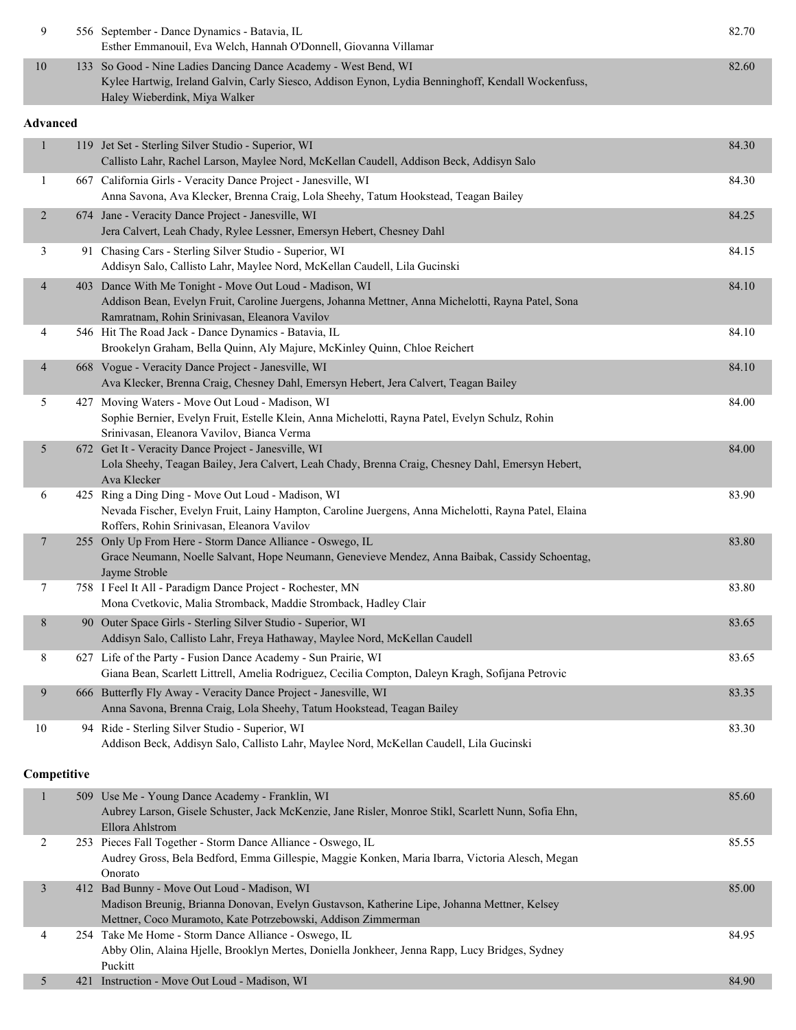| Place | # | Routine / Studio / Dancers | Score |
|---|---|---|---|
| 9 | 556 | September - Dance Dynamics - Batavia, IL<br>Esther Emmanouil, Eva Welch, Hannah O'Donnell, Giovanna Villamar | 82.70 |
| 10 | 133 | So Good - Nine Ladies Dancing Dance Academy - West Bend, WI<br>Kylee Hartwig, Ireland Galvin, Carly Siesco, Addison Eynon, Lydia Benninghoff, Kendall Wockenfuss, Haley Wieberdink, Miya Walker | 82.60 |

**Advanced**

| Place | # | Routine / Studio / Dancers | Score |
|---|---|---|---|
| 1 | 119 | Jet Set - Sterling Silver Studio - Superior, WI<br>Callisto Lahr, Rachel Larson, Maylee Nord, McKellan Caudell, Addison Beck, Addisyn Salo | 84.30 |
| 1 | 667 | California Girls - Veracity Dance Project - Janesville, WI<br>Anna Savona, Ava Klecker, Brenna Craig, Lola Sheehy, Tatum Hookstead, Teagan Bailey | 84.30 |
| 2 | 674 | Jane - Veracity Dance Project - Janesville, WI<br>Jera Calvert, Leah Chady, Rylee Lessner, Emersyn Hebert, Chesney Dahl | 84.25 |
| 3 | 91 | Chasing Cars - Sterling Silver Studio - Superior, WI<br>Addisyn Salo, Callisto Lahr, Maylee Nord, McKellan Caudell, Lila Gucinski | 84.15 |
| 4 | 403 | Dance With Me Tonight - Move Out Loud - Madison, WI<br>Addison Bean, Evelyn Fruit, Caroline Juergens, Johanna Mettner, Anna Michelotti, Rayna Patel, Sona Ramratnam, Rohin Srinivasan, Eleanora Vavilov | 84.10 |
| 4 | 546 | Hit The Road Jack - Dance Dynamics - Batavia, IL<br>Brookelyn Graham, Bella Quinn, Aly Majure, McKinley Quinn, Chloe Reichert | 84.10 |
| 4 | 668 | Vogue - Veracity Dance Project - Janesville, WI<br>Ava Klecker, Brenna Craig, Chesney Dahl, Emersyn Hebert, Jera Calvert, Teagan Bailey | 84.10 |
| 5 | 427 | Moving Waters - Move Out Loud - Madison, WI<br>Sophie Bernier, Evelyn Fruit, Estelle Klein, Anna Michelotti, Rayna Patel, Evelyn Schulz, Rohin Srinivasan, Eleanora Vavilov, Bianca Verma | 84.00 |
| 5 | 672 | Get It - Veracity Dance Project - Janesville, WI<br>Lola Sheehy, Teagan Bailey, Jera Calvert, Leah Chady, Brenna Craig, Chesney Dahl, Emersyn Hebert, Ava Klecker | 84.00 |
| 6 | 425 | Ring a Ding Ding - Move Out Loud - Madison, WI<br>Nevada Fischer, Evelyn Fruit, Lainy Hampton, Caroline Juergens, Anna Michelotti, Rayna Patel, Elaina Roffers, Rohin Srinivasan, Eleanora Vavilov | 83.90 |
| 7 | 255 | Only Up From Here - Storm Dance Alliance - Oswego, IL<br>Grace Neumann, Noelle Salvant, Hope Neumann, Genevieve Mendez, Anna Baibak, Cassidy Schoentag, Jayme Stroble | 83.80 |
| 7 | 758 | I Feel It All - Paradigm Dance Project - Rochester, MN<br>Mona Cvetkovic, Malia Stromback, Maddie Stromback, Hadley Clair | 83.80 |
| 8 | 90 | Outer Space Girls - Sterling Silver Studio - Superior, WI<br>Addisyn Salo, Callisto Lahr, Freya Hathaway, Maylee Nord, McKellan Caudell | 83.65 |
| 8 | 627 | Life of the Party - Fusion Dance Academy - Sun Prairie, WI<br>Giana Bean, Scarlett Littrell, Amelia Rodriguez, Cecilia Compton, Daleyn Kragh, Sofijana Petrovic | 83.65 |
| 9 | 666 | Butterfly Fly Away - Veracity Dance Project - Janesville, WI<br>Anna Savona, Brenna Craig, Lola Sheehy, Tatum Hookstead, Teagan Bailey | 83.35 |
| 10 | 94 | Ride - Sterling Silver Studio - Superior, WI<br>Addison Beck, Addisyn Salo, Callisto Lahr, Maylee Nord, McKellan Caudell, Lila Gucinski | 83.30 |

**Competitive**

| Place | # | Routine / Studio / Dancers | Score |
|---|---|---|---|
| 1 | 509 | Use Me - Young Dance Academy - Franklin, WI<br>Aubrey Larson, Gisele Schuster, Jack McKenzie, Jane Risler, Monroe Stikl, Scarlett Nunn, Sofia Ehn, Ellora Ahlstrom | 85.60 |
| 2 | 253 | Pieces Fall Together - Storm Dance Alliance - Oswego, IL<br>Audrey Gross, Bela Bedford, Emma Gillespie, Maggie Konken, Maria Ibarra, Victoria Alesch, Megan Onorato | 85.55 |
| 3 | 412 | Bad Bunny - Move Out Loud - Madison, WI<br>Madison Breunig, Brianna Donovan, Evelyn Gustavson, Katherine Lipe, Johanna Mettner, Kelsey Mettner, Coco Muramoto, Kate Potrzebowski, Addison Zimmerman | 85.00 |
| 4 | 254 | Take Me Home - Storm Dance Alliance - Oswego, IL<br>Abby Olin, Alaina Hjelle, Brooklyn Mertes, Doniella Jonkheer, Jenna Rapp, Lucy Bridges, Sydney Puckitt | 84.95 |
| 5 | 421 | Instruction - Move Out Loud - Madison, WI | 84.90 |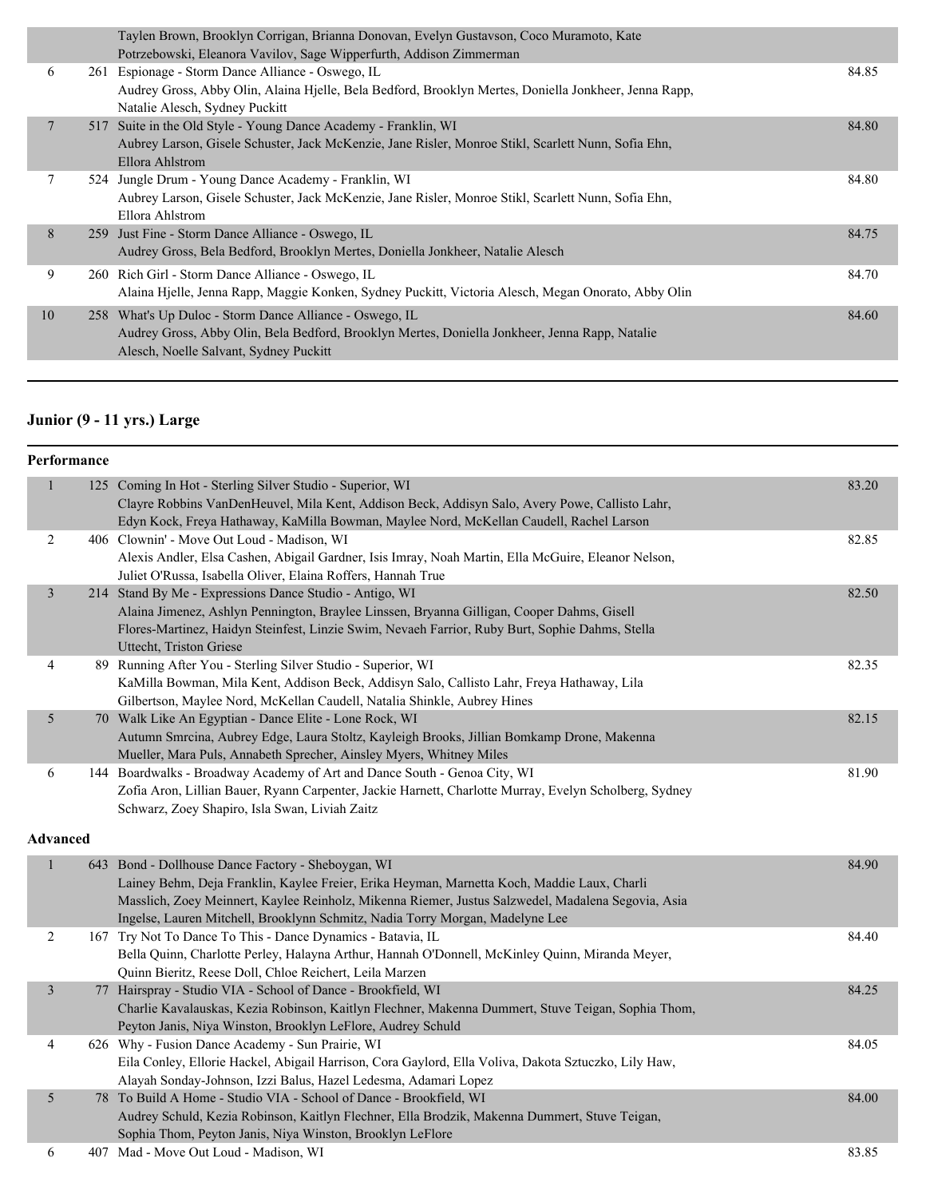| Place | No. | Entry | Score |
|---|---|---|---|
| | | Taylen Brown, Brooklyn Corrigan, Brianna Donovan, Evelyn Gustavson, Coco Muramoto, Kate Potrzebowski, Eleanora Vavilov, Sage Wipperfurth, Addison Zimmerman | |
| 6 | 261 | Espionage - Storm Dance Alliance - Oswego, IL<br>Audrey Gross, Abby Olin, Alaina Hjelle, Bela Bedford, Brooklyn Mertes, Doniella Jonkheer, Jenna Rapp, Natalie Alesch, Sydney Puckitt | 84.85 |
| 7 | 517 | Suite in the Old Style - Young Dance Academy - Franklin, WI<br>Aubrey Larson, Gisele Schuster, Jack McKenzie, Jane Risler, Monroe Stikl, Scarlett Nunn, Sofia Ehn, Ellora Ahlstrom | 84.80 |
| 7 | 524 | Jungle Drum - Young Dance Academy - Franklin, WI<br>Aubrey Larson, Gisele Schuster, Jack McKenzie, Jane Risler, Monroe Stikl, Scarlett Nunn, Sofia Ehn, Ellora Ahlstrom | 84.80 |
| 8 | 259 | Just Fine - Storm Dance Alliance - Oswego, IL<br>Audrey Gross, Bela Bedford, Brooklyn Mertes, Doniella Jonkheer, Natalie Alesch | 84.75 |
| 9 | 260 | Rich Girl - Storm Dance Alliance - Oswego, IL<br>Alaina Hjelle, Jenna Rapp, Maggie Konken, Sydney Puckitt, Victoria Alesch, Megan Onorato, Abby Olin | 84.70 |
| 10 | 258 | What's Up Duloc - Storm Dance Alliance - Oswego, IL<br>Audrey Gross, Abby Olin, Bela Bedford, Brooklyn Mertes, Doniella Jonkheer, Jenna Rapp, Natalie Alesch, Noelle Salvant, Sydney Puckitt | 84.60 |

## Junior (9 - 11 yrs.) Large

### Performance

| Place | No. | Entry | Score |
|---|---|---|---|
| 1 | 125 | Coming In Hot - Sterling Silver Studio - Superior, WI<br>Clayre Robbins VanDenHeuvel, Mila Kent, Addison Beck, Addisyn Salo, Avery Powe, Callisto Lahr, Edyn Kock, Freya Hathaway, KaMilla Bowman, Maylee Nord, McKellan Caudell, Rachel Larson | 83.20 |
| 2 | 406 | Clownin' - Move Out Loud - Madison, WI<br>Alexis Andler, Elsa Cashen, Abigail Gardner, Isis Imray, Noah Martin, Ella McGuire, Eleanor Nelson, Juliet O'Russa, Isabella Oliver, Elaina Roffers, Hannah True | 82.85 |
| 3 | 214 | Stand By Me - Expressions Dance Studio - Antigo, WI<br>Alaina Jimenez, Ashlyn Pennington, Braylee Linssen, Bryanna Gilligan, Cooper Dahms, Gisell Flores-Martinez, Haidyn Steinfest, Linzie Swim, Nevaeh Farrior, Ruby Burt, Sophie Dahms, Stella Uttecht, Triston Griese | 82.50 |
| 4 | 89 | Running After You - Sterling Silver Studio - Superior, WI<br>KaMilla Bowman, Mila Kent, Addison Beck, Addisyn Salo, Callisto Lahr, Freya Hathaway, Lila Gilbertson, Maylee Nord, McKellan Caudell, Natalia Shinkle, Aubrey Hines | 82.35 |
| 5 | 70 | Walk Like An Egyptian - Dance Elite - Lone Rock, WI<br>Autumn Smrcina, Aubrey Edge, Laura Stoltz, Kayleigh Brooks, Jillian Bomkamp Drone, Makenna Mueller, Mara Puls, Annabeth Sprecher, Ainsley Myers, Whitney Miles | 82.15 |
| 6 | 144 | Boardwalks - Broadway Academy of Art and Dance South - Genoa City, WI<br>Zofia Aron, Lillian Bauer, Ryann Carpenter, Jackie Harnett, Charlotte Murray, Evelyn Scholberg, Sydney Schwarz, Zoey Shapiro, Isla Swan, Liviah Zaitz | 81.90 |

### Advanced

| Place | No. | Entry | Score |
|---|---|---|---|
| 1 | 643 | Bond - Dollhouse Dance Factory - Sheboygan, WI<br>Lainey Behm, Deja Franklin, Kaylee Freier, Erika Heyman, Marnetta Koch, Maddie Laux, Charli Masslich, Zoey Meinnert, Kaylee Reinholz, Mikenna Riemer, Justus Salzwedel, Madalena Segovia, Asia Ingelse, Lauren Mitchell, Brooklynn Schmitz, Nadia Torry Morgan, Madelyne Lee | 84.90 |
| 2 | 167 | Try Not To Dance To This - Dance Dynamics - Batavia, IL<br>Bella Quinn, Charlotte Perley, Halayna Arthur, Hannah O'Donnell, McKinley Quinn, Miranda Meyer, Quinn Bieritz, Reese Doll, Chloe Reichert, Leila Marzen | 84.40 |
| 3 | 77 | Hairspray - Studio VIA - School of Dance - Brookfield, WI<br>Charlie Kavalauskas, Kezia Robinson, Kaitlyn Flechner, Makenna Dummert, Stuve Teigan, Sophia Thom, Peyton Janis, Niya Winston, Brooklyn LeFlore, Audrey Schuld | 84.25 |
| 4 | 626 | Why - Fusion Dance Academy - Sun Prairie, WI<br>Eila Conley, Ellorie Hackel, Abigail Harrison, Cora Gaylord, Ella Voliva, Dakota Sztuczko, Lily Haw, Alayah Sonday-Johnson, Izzi Balus, Hazel Ledesma, Adamari Lopez | 84.05 |
| 5 | 78 | To Build A Home - Studio VIA - School of Dance - Brookfield, WI<br>Audrey Schuld, Kezia Robinson, Kaitlyn Flechner, Ella Brodzik, Makenna Dummert, Stuve Teigan, Sophia Thom, Peyton Janis, Niya Winston, Brooklyn LeFlore | 84.00 |
| 6 | 407 | Mad - Move Out Loud - Madison, WI | 83.85 |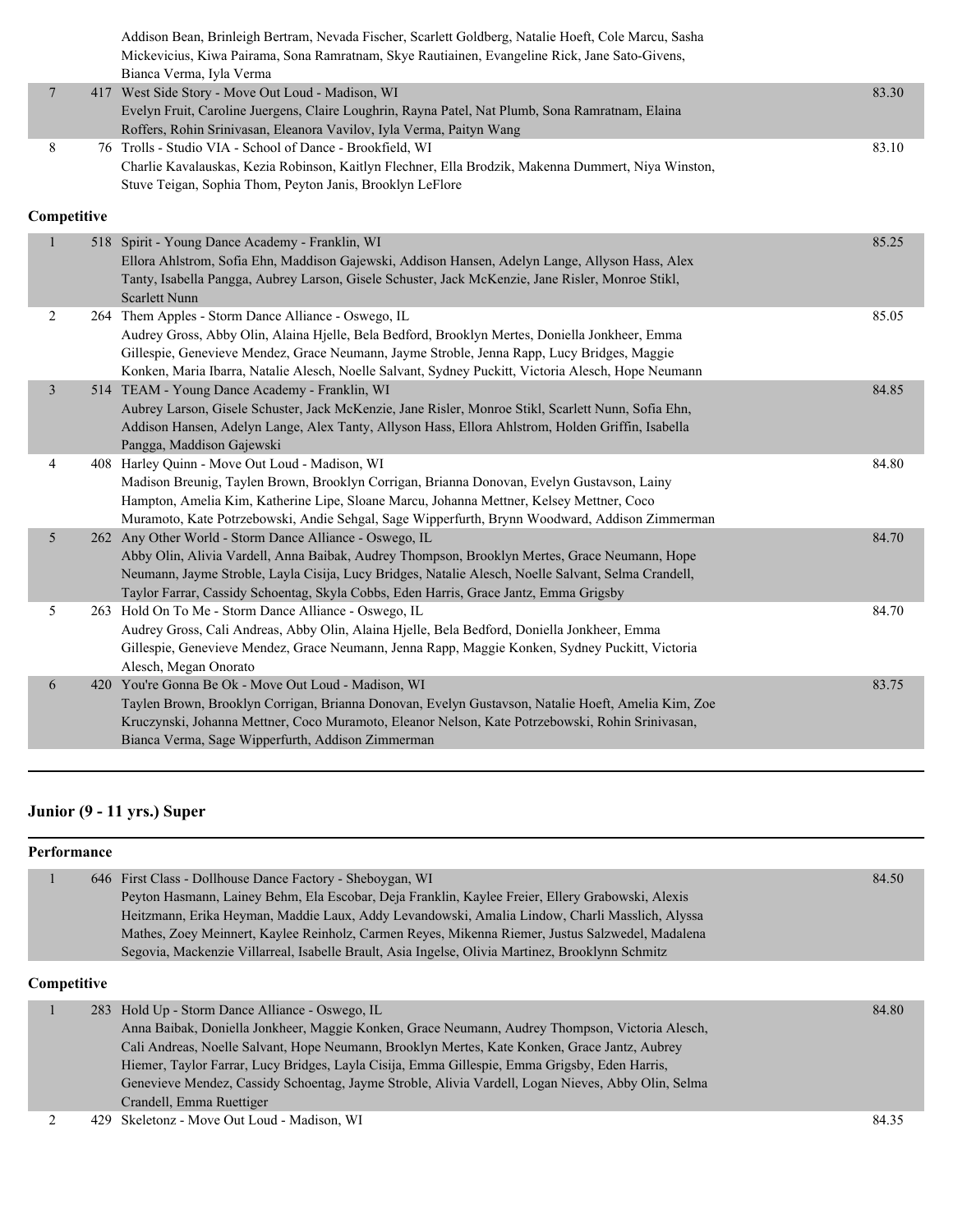Addison Bean, Brinleigh Bertram, Nevada Fischer, Scarlett Goldberg, Natalie Hoeft, Cole Marcu, Sasha Mickevicius, Kiwa Pairama, Sona Ramratnam, Skye Rautiainen, Evangeline Rick, Jane Sato-Givens, Bianca Verma, Iyla Verma

| | | | |
|---|---|---|---|
| 7 | 417 | West Side Story - Move Out Loud - Madison, WI<br>Evelyn Fruit, Caroline Juergens, Claire Loughrin, Rayna Patel, Nat Plumb, Sona Ramratnam, Elaina Roffers, Rohin Srinivasan, Eleanora Vavilov, Iyla Verma, Paityn Wang | 83.30 |
| 8 | 76 | Trolls - Studio VIA - School of Dance - Brookfield, WI<br>Charlie Kavalauskas, Kezia Robinson, Kaitlyn Flechner, Ella Brodzik, Makenna Dummert, Niya Winston, Stuve Teigan, Sophia Thom, Peyton Janis, Brooklyn LeFlore | 83.10 |

**Competitive**

| | | | |
|---|---|---|---|
| 1 | 518 | Spirit - Young Dance Academy - Franklin, WI<br>Ellora Ahlstrom, Sofia Ehn, Maddison Gajewski, Addison Hansen, Adelyn Lange, Allyson Hass, Alex Tanty, Isabella Pangga, Aubrey Larson, Gisele Schuster, Jack McKenzie, Jane Risler, Monroe Stikl, Scarlett Nunn | 85.25 |
| 2 | 264 | Them Apples - Storm Dance Alliance - Oswego, IL<br>Audrey Gross, Abby Olin, Alaina Hjelle, Bela Bedford, Brooklyn Mertes, Doniella Jonkheer, Emma Gillespie, Genevieve Mendez, Grace Neumann, Jayme Stroble, Jenna Rapp, Lucy Bridges, Maggie Konken, Maria Ibarra, Natalie Alesch, Noelle Salvant, Sydney Puckitt, Victoria Alesch, Hope Neumann | 85.05 |
| 3 | 514 | TEAM - Young Dance Academy - Franklin, WI<br>Aubrey Larson, Gisele Schuster, Jack McKenzie, Jane Risler, Monroe Stikl, Scarlett Nunn, Sofia Ehn, Addison Hansen, Adelyn Lange, Alex Tanty, Allyson Hass, Ellora Ahlstrom, Holden Griffin, Isabella Pangga, Maddison Gajewski | 84.85 |
| 4 | 408 | Harley Quinn - Move Out Loud - Madison, WI<br>Madison Breunig, Taylen Brown, Brooklyn Corrigan, Brianna Donovan, Evelyn Gustavson, Lainy Hampton, Amelia Kim, Katherine Lipe, Sloane Marcu, Johanna Mettner, Kelsey Mettner, Coco Muramoto, Kate Potrzebowski, Andie Sehgal, Sage Wipperfurth, Brynn Woodward, Addison Zimmerman | 84.80 |
| 5 | 262 | Any Other World - Storm Dance Alliance - Oswego, IL<br>Abby Olin, Alivia Vardell, Anna Baibak, Audrey Thompson, Brooklyn Mertes, Grace Neumann, Hope Neumann, Jayme Stroble, Layla Cisija, Lucy Bridges, Natalie Alesch, Noelle Salvant, Selma Crandell, Taylor Farrar, Cassidy Schoentag, Skyla Cobbs, Eden Harris, Grace Jantz, Emma Grigsby | 84.70 |
| 5 | 263 | Hold On To Me - Storm Dance Alliance - Oswego, IL<br>Audrey Gross, Cali Andreas, Abby Olin, Alaina Hjelle, Bela Bedford, Doniella Jonkheer, Emma Gillespie, Genevieve Mendez, Grace Neumann, Jenna Rapp, Maggie Konken, Sydney Puckitt, Victoria Alesch, Megan Onorato | 84.70 |
| 6 | 420 | You're Gonna Be Ok - Move Out Loud - Madison, WI<br>Taylen Brown, Brooklyn Corrigan, Brianna Donovan, Evelyn Gustavson, Natalie Hoeft, Amelia Kim, Zoe Kruczynski, Johanna Mettner, Coco Muramoto, Eleanor Nelson, Kate Potrzebowski, Rohin Srinivasan, Bianca Verma, Sage Wipperfurth, Addison Zimmerman | 83.75 |

## Junior (9 - 11 yrs.) Super

**Performance**

| | | | |
|---|---|---|---|
| 1 | 646 | First Class - Dollhouse Dance Factory - Sheboygan, WI<br>Peyton Hasmann, Lainey Behm, Ela Escobar, Deja Franklin, Kaylee Freier, Ellery Grabowski, Alexis Heitzmann, Erika Heyman, Maddie Laux, Addy Levandowski, Amalia Lindow, Charli Masslich, Alyssa Mathes, Zoey Meinnert, Kaylee Reinholz, Carmen Reyes, Mikenna Riemer, Justus Salzwedel, Madalena Segovia, Mackenzie Villarreal, Isabelle Brault, Asia Ingelse, Olivia Martinez, Brooklynn Schmitz | 84.50 |

**Competitive**

| | | | |
|---|---|---|---|
| 1 | 283 | Hold Up - Storm Dance Alliance - Oswego, IL<br>Anna Baibak, Doniella Jonkheer, Maggie Konken, Grace Neumann, Audrey Thompson, Victoria Alesch, Cali Andreas, Noelle Salvant, Hope Neumann, Brooklyn Mertes, Kate Konken, Grace Jantz, Aubrey Hiemer, Taylor Farrar, Lucy Bridges, Layla Cisija, Emma Gillespie, Emma Grigsby, Eden Harris, Genevieve Mendez, Cassidy Schoentag, Jayme Stroble, Alivia Vardell, Logan Nieves, Abby Olin, Selma Crandell, Emma Ruettiger | 84.80 |
| 2 | 429 | Skeletonz - Move Out Loud - Madison, WI | 84.35 |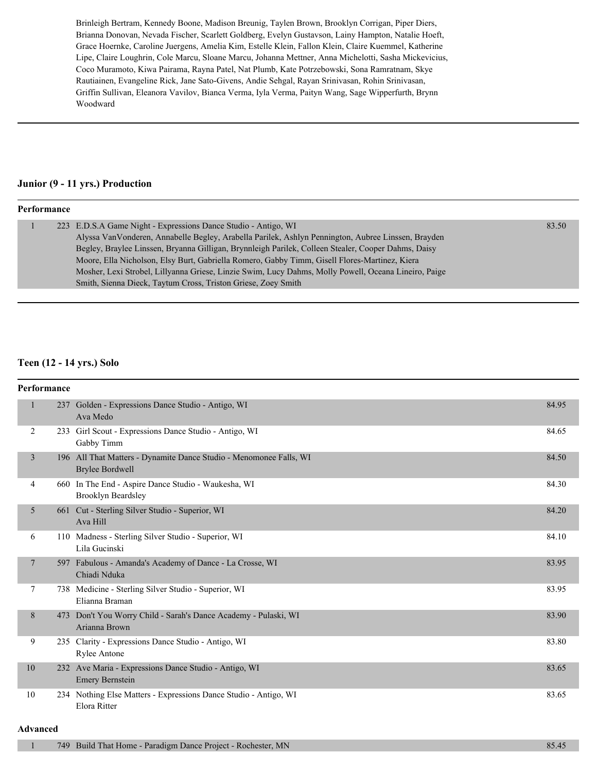Brinleigh Bertram, Kennedy Boone, Madison Breunig, Taylen Brown, Brooklyn Corrigan, Piper Diers, Brianna Donovan, Nevada Fischer, Scarlett Goldberg, Evelyn Gustavson, Lainy Hampton, Natalie Hoeft, Grace Hoernke, Caroline Juergens, Amelia Kim, Estelle Klein, Fallon Klein, Claire Kuemmel, Katherine Lipe, Claire Loughrin, Cole Marcu, Sloane Marcu, Johanna Mettner, Anna Michelotti, Sasha Mickevicius, Coco Muramoto, Kiwa Pairama, Rayna Patel, Nat Plumb, Kate Potrzebowski, Sona Ramratnam, Skye Rautiainen, Evangeline Rick, Jane Sato-Givens, Andie Sehgal, Rayan Srinivasan, Rohin Srinivasan, Griffin Sullivan, Eleanora Vavilov, Bianca Verma, Iyla Verma, Paityn Wang, Sage Wipperfurth, Brynn Woodward

## Junior (9 - 11 yrs.) Production

**Performance**

| Place | No. | Routine / Dancers | Score |
|---|---|---|---|
| 1 | 223 | E.D.S.A Game Night - Expressions Dance Studio - Antigo, WI<br>Alyssa VanVonderen, Annabelle Begley, Arabella Parilek, Ashlyn Pennington, Aubree Linssen, Brayden Begley, Braylee Linssen, Bryanna Gilligan, Brynnleigh Parilek, Colleen Stealer, Cooper Dahms, Daisy Moore, Ella Nicholson, Elsy Burt, Gabriella Romero, Gabby Timm, Gisell Flores-Martinez, Kiera Mosher, Lexi Strobel, Lillyanna Griese, Linzie Swim, Lucy Dahms, Molly Powell, Oceana Lineiro, Paige Smith, Sienna Dieck, Taytum Cross, Triston Griese, Zoey Smith | 83.50 |

## Teen (12 - 14 yrs.) Solo

**Performance**

| Place | No. | Routine / Dancers | Score |
|---|---|---|---|
| 1 | 237 | Golden - Expressions Dance Studio - Antigo, WI<br>Ava Medo | 84.95 |
| 2 | 233 | Girl Scout - Expressions Dance Studio - Antigo, WI<br>Gabby Timm | 84.65 |
| 3 | 196 | All That Matters - Dynamite Dance Studio - Menomonee Falls, WI<br>Brylee Bordwell | 84.50 |
| 4 | 660 | In The End - Aspire Dance Studio - Waukesha, WI<br>Brooklyn Beardsley | 84.30 |
| 5 | 661 | Cut - Sterling Silver Studio - Superior, WI<br>Ava Hill | 84.20 |
| 6 | 110 | Madness - Sterling Silver Studio - Superior, WI<br>Lila Gucinski | 84.10 |
| 7 | 597 | Fabulous - Amanda's Academy of Dance - La Crosse, WI<br>Chiadi Nduka | 83.95 |
| 7 | 738 | Medicine - Sterling Silver Studio - Superior, WI<br>Elianna Braman | 83.95 |
| 8 | 473 | Don't You Worry Child - Sarah's Dance Academy - Pulaski, WI<br>Arianna Brown | 83.90 |
| 9 | 235 | Clarity - Expressions Dance Studio - Antigo, WI<br>Rylee Antone | 83.80 |
| 10 | 232 | Ave Maria - Expressions Dance Studio - Antigo, WI<br>Emery Bernstein | 83.65 |
| 10 | 234 | Nothing Else Matters - Expressions Dance Studio - Antigo, WI<br>Elora Ritter | 83.65 |

**Advanced**

| Place | No. | Routine / Dancers | Score |
|---|---|---|---|
| 1 | 749 | Build That Home - Paradigm Dance Project - Rochester, MN | 85.45 |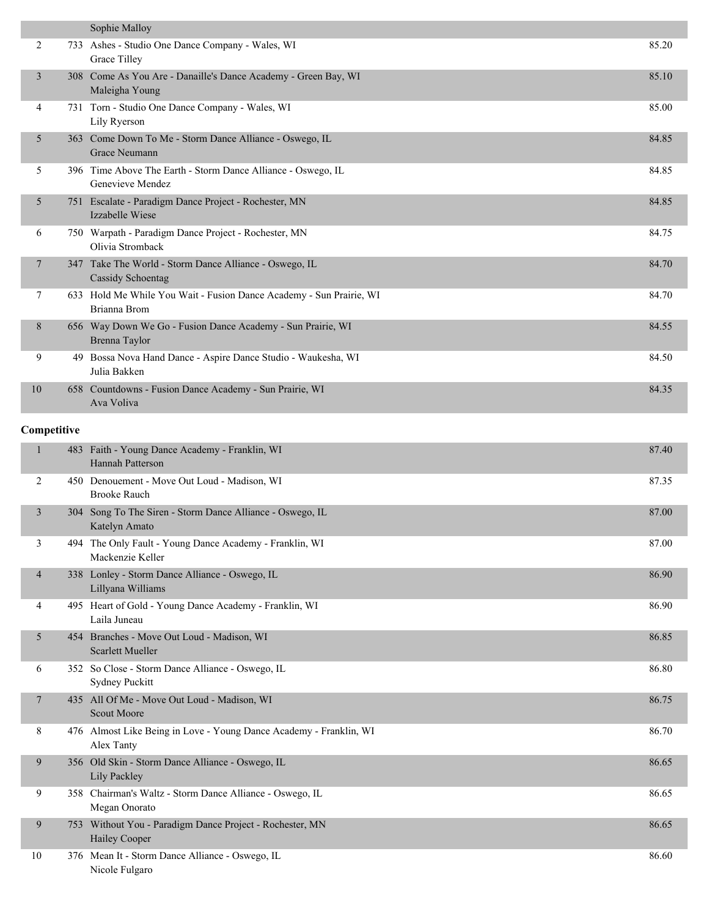| | | | |
|---|---|---|---|
| | | Sophie Malloy | |
| 2 | 733 | Ashes - Studio One Dance Company - Wales, WI<br>Grace Tilley | 85.20 |
| 3 | 308 | Come As You Are - Danaille's Dance Academy - Green Bay, WI<br>Maleigha Young | 85.10 |
| 4 | 731 | Torn - Studio One Dance Company - Wales, WI<br>Lily Ryerson | 85.00 |
| 5 | 363 | Come Down To Me - Storm Dance Alliance - Oswego, IL<br>Grace Neumann | 84.85 |
| 5 | 396 | Time Above The Earth - Storm Dance Alliance - Oswego, IL<br>Genevieve Mendez | 84.85 |
| 5 | 751 | Escalate - Paradigm Dance Project - Rochester, MN<br>Izzabelle Wiese | 84.85 |
| 6 | 750 | Warpath - Paradigm Dance Project - Rochester, MN<br>Olivia Stromback | 84.75 |
| 7 | 347 | Take The World - Storm Dance Alliance - Oswego, IL<br>Cassidy Schoentag | 84.70 |
| 7 | 633 | Hold Me While You Wait - Fusion Dance Academy - Sun Prairie, WI<br>Brianna Brom | 84.70 |
| 8 | 656 | Way Down We Go - Fusion Dance Academy - Sun Prairie, WI<br>Brenna Taylor | 84.55 |
| 9 | 49 | Bossa Nova Hand Dance - Aspire Dance Studio - Waukesha, WI<br>Julia Bakken | 84.50 |
| 10 | 658 | Countdowns - Fusion Dance Academy - Sun Prairie, WI<br>Ava Voliva | 84.35 |

**Competitive**

| | | | |
|---|---|---|---|
| 1 | 483 | Faith - Young Dance Academy - Franklin, WI<br>Hannah Patterson | 87.40 |
| 2 | 450 | Denouement - Move Out Loud - Madison, WI<br>Brooke Rauch | 87.35 |
| 3 | 304 | Song To The Siren - Storm Dance Alliance - Oswego, IL<br>Katelyn Amato | 87.00 |
| 3 | 494 | The Only Fault - Young Dance Academy - Franklin, WI<br>Mackenzie Keller | 87.00 |
| 4 | 338 | Lonley - Storm Dance Alliance - Oswego, IL<br>Lillyana Williams | 86.90 |
| 4 | 495 | Heart of Gold - Young Dance Academy - Franklin, WI<br>Laila Juneau | 86.90 |
| 5 | 454 | Branches - Move Out Loud - Madison, WI<br>Scarlett Mueller | 86.85 |
| 6 | 352 | So Close - Storm Dance Alliance - Oswego, IL<br>Sydney Puckitt | 86.80 |
| 7 | 435 | All Of Me - Move Out Loud - Madison, WI<br>Scout Moore | 86.75 |
| 8 | 476 | Almost Like Being in Love - Young Dance Academy - Franklin, WI<br>Alex Tanty | 86.70 |
| 9 | 356 | Old Skin - Storm Dance Alliance - Oswego, IL<br>Lily Packley | 86.65 |
| 9 | 358 | Chairman's Waltz - Storm Dance Alliance - Oswego, IL<br>Megan Onorato | 86.65 |
| 9 | 753 | Without You - Paradigm Dance Project - Rochester, MN<br>Hailey Cooper | 86.65 |
| 10 | 376 | Mean It - Storm Dance Alliance - Oswego, IL<br>Nicole Fulgaro | 86.60 |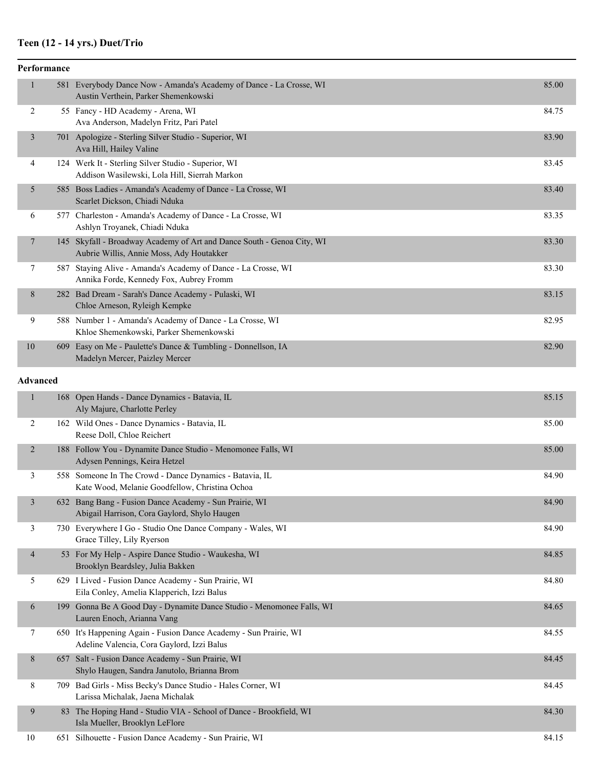## Teen (12 - 14 yrs.) Duet/Trio

### Performance

| Place | No. | Routine | Score |
|---|---|---|---|
| 1 | 581 | Everybody Dance Now - Amanda's Academy of Dance - La Crosse, WI<br>Austin Verthein, Parker Shemenkowski | 85.00 |
| 2 | 55 | Fancy - HD Academy - Arena, WI<br>Ava Anderson, Madelyn Fritz, Pari Patel | 84.75 |
| 3 | 701 | Apologize - Sterling Silver Studio - Superior, WI<br>Ava Hill, Hailey Valine | 83.90 |
| 4 | 124 | Werk It - Sterling Silver Studio - Superior, WI<br>Addison Wasilewski, Lola Hill, Sierrah Markon | 83.45 |
| 5 | 585 | Boss Ladies - Amanda's Academy of Dance - La Crosse, WI<br>Scarlet Dickson, Chiadi Nduka | 83.40 |
| 6 | 577 | Charleston - Amanda's Academy of Dance - La Crosse, WI<br>Ashlyn Troyanek, Chiadi Nduka | 83.35 |
| 7 | 145 | Skyfall - Broadway Academy of Art and Dance South - Genoa City, WI<br>Aubrie Willis, Annie Moss, Ady Houtakker | 83.30 |
| 7 | 587 | Staying Alive - Amanda's Academy of Dance - La Crosse, WI<br>Annika Forde, Kennedy Fox, Aubrey Fromm | 83.30 |
| 8 | 282 | Bad Dream - Sarah's Dance Academy - Pulaski, WI<br>Chloe Arneson, Ryleigh Kempke | 83.15 |
| 9 | 588 | Number 1 - Amanda's Academy of Dance - La Crosse, WI<br>Khloe Shemenkowski, Parker Shemenkowski | 82.95 |
| 10 | 609 | Easy on Me - Paulette's Dance & Tumbling - Donnellson, IA<br>Madelyn Mercer, Paizley Mercer | 82.90 |

### Advanced

| Place | No. | Routine | Score |
|---|---|---|---|
| 1 | 168 | Open Hands - Dance Dynamics - Batavia, IL<br>Aly Majure, Charlotte Perley | 85.15 |
| 2 | 162 | Wild Ones - Dance Dynamics - Batavia, IL<br>Reese Doll, Chloe Reichert | 85.00 |
| 2 | 188 | Follow You - Dynamite Dance Studio - Menomonee Falls, WI<br>Adysen Pennings, Keira Hetzel | 85.00 |
| 3 | 558 | Someone In The Crowd - Dance Dynamics - Batavia, IL<br>Kate Wood, Melanie Goodfellow, Christina Ochoa | 84.90 |
| 3 | 632 | Bang Bang - Fusion Dance Academy - Sun Prairie, WI<br>Abigail Harrison, Cora Gaylord, Shylo Haugen | 84.90 |
| 3 | 730 | Everywhere I Go - Studio One Dance Company - Wales, WI<br>Grace Tilley, Lily Ryerson | 84.90 |
| 4 | 53 | For My Help - Aspire Dance Studio - Waukesha, WI<br>Brooklyn Beardsley, Julia Bakken | 84.85 |
| 5 | 629 | I Lived - Fusion Dance Academy - Sun Prairie, WI<br>Eila Conley, Amelia Klapperich, Izzi Balus | 84.80 |
| 6 | 199 | Gonna Be A Good Day - Dynamite Dance Studio - Menomonee Falls, WI<br>Lauren Enoch, Arianna Vang | 84.65 |
| 7 | 650 | It's Happening Again - Fusion Dance Academy - Sun Prairie, WI<br>Adeline Valencia, Cora Gaylord, Izzi Balus | 84.55 |
| 8 | 657 | Salt - Fusion Dance Academy - Sun Prairie, WI<br>Shylo Haugen, Sandra Janutolo, Brianna Brom | 84.45 |
| 8 | 709 | Bad Girls - Miss Becky's Dance Studio - Hales Corner, WI<br>Larissa Michalak, Jaena Michalak | 84.45 |
| 9 | 83 | The Hoping Hand - Studio VIA - School of Dance - Brookfield, WI<br>Isla Mueller, Brooklyn LeFlore | 84.30 |
| 10 | 651 | Silhouette - Fusion Dance Academy - Sun Prairie, WI | 84.15 |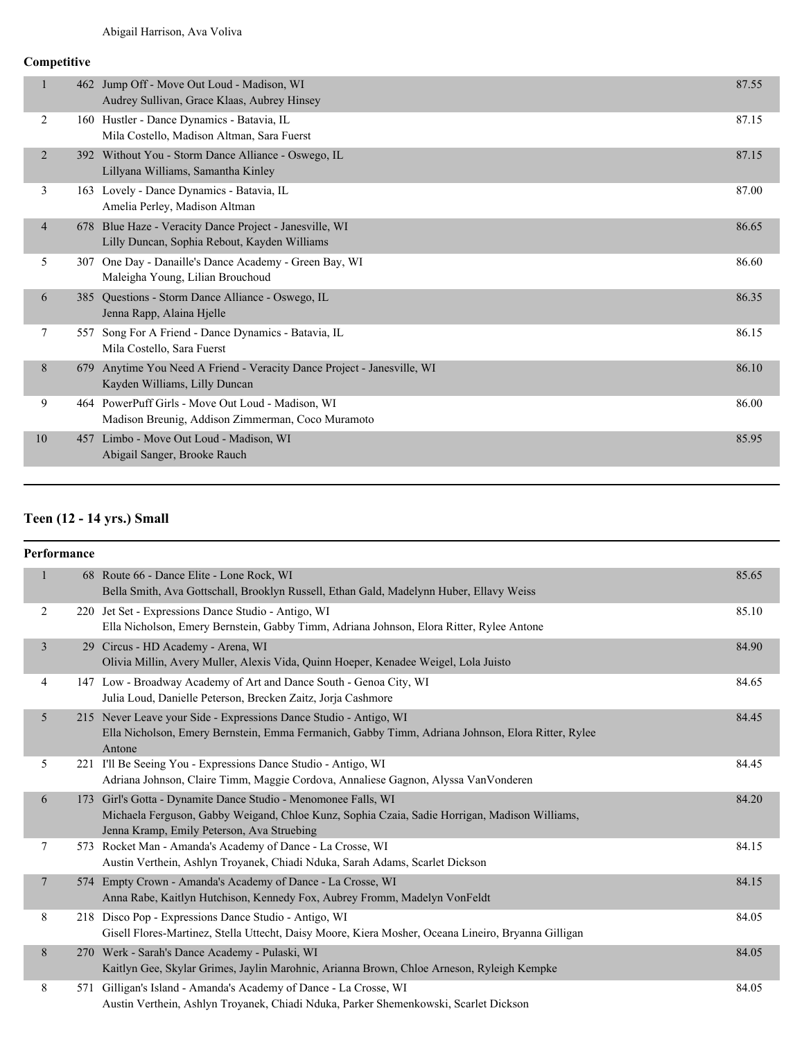Abigail Harrison, Ava Voliva

**Competitive**

| Place | No. | Entry | Score |
|---|---|---|---|
| 1 | 462 | Jump Off - Move Out Loud - Madison, WI<br>Audrey Sullivan, Grace Klaas, Aubrey Hinsey | 87.55 |
| 2 | 160 | Hustler - Dance Dynamics - Batavia, IL<br>Mila Costello, Madison Altman, Sara Fuerst | 87.15 |
| 2 | 392 | Without You - Storm Dance Alliance - Oswego, IL<br>Lillyana Williams, Samantha Kinley | 87.15 |
| 3 | 163 | Lovely - Dance Dynamics - Batavia, IL<br>Amelia Perley, Madison Altman | 87.00 |
| 4 | 678 | Blue Haze - Veracity Dance Project - Janesville, WI<br>Lilly Duncan, Sophia Rebout, Kayden Williams | 86.65 |
| 5 | 307 | One Day - Danaille's Dance Academy - Green Bay, WI<br>Maleigha Young, Lilian Brouchoud | 86.60 |
| 6 | 385 | Questions - Storm Dance Alliance - Oswego, IL<br>Jenna Rapp, Alaina Hjelle | 86.35 |
| 7 | 557 | Song For A Friend - Dance Dynamics - Batavia, IL<br>Mila Costello, Sara Fuerst | 86.15 |
| 8 | 679 | Anytime You Need A Friend - Veracity Dance Project - Janesville, WI<br>Kayden Williams, Lilly Duncan | 86.10 |
| 9 | 464 | PowerPuff Girls - Move Out Loud - Madison, WI<br>Madison Breunig, Addison Zimmerman, Coco Muramoto | 86.00 |
| 10 | 457 | Limbo - Move Out Loud - Madison, WI<br>Abigail Sanger, Brooke Rauch | 85.95 |

## Teen (12 - 14 yrs.) Small

**Performance**

| Place | No. | Entry | Score |
|---|---|---|---|
| 1 | 68 | Route 66 - Dance Elite - Lone Rock, WI<br>Bella Smith, Ava Gottschall, Brooklyn Russell, Ethan Gald, Madelynn Huber, Ellavy Weiss | 85.65 |
| 2 | 220 | Jet Set - Expressions Dance Studio - Antigo, WI<br>Ella Nicholson, Emery Bernstein, Gabby Timm, Adriana Johnson, Elora Ritter, Rylee Antone | 85.10 |
| 3 | 29 | Circus - HD Academy - Arena, WI<br>Olivia Millin, Avery Muller, Alexis Vida, Quinn Hoeper, Kenadee Weigel, Lola Juisto | 84.90 |
| 4 | 147 | Low - Broadway Academy of Art and Dance South - Genoa City, WI<br>Julia Loud, Danielle Peterson, Brecken Zaitz, Jorja Cashmore | 84.65 |
| 5 | 215 | Never Leave your Side - Expressions Dance Studio - Antigo, WI<br>Ella Nicholson, Emery Bernstein, Emma Fermanich, Gabby Timm, Adriana Johnson, Elora Ritter, Rylee Antone | 84.45 |
| 5 | 221 | I'll Be Seeing You - Expressions Dance Studio - Antigo, WI<br>Adriana Johnson, Claire Timm, Maggie Cordova, Annaliese Gagnon, Alyssa VanVonderen | 84.45 |
| 6 | 173 | Girl's Gotta - Dynamite Dance Studio - Menomonee Falls, WI<br>Michaela Ferguson, Gabby Weigand, Chloe Kunz, Sophia Czaia, Sadie Horrigan, Madison Williams, Jenna Kramp, Emily Peterson, Ava Struebing | 84.20 |
| 7 | 573 | Rocket Man - Amanda's Academy of Dance - La Crosse, WI<br>Austin Verthein, Ashlyn Troyanek, Chiadi Nduka, Sarah Adams, Scarlet Dickson | 84.15 |
| 7 | 574 | Empty Crown - Amanda's Academy of Dance - La Crosse, WI<br>Anna Rabe, Kaitlyn Hutchison, Kennedy Fox, Aubrey Fromm, Madelyn VonFeldt | 84.15 |
| 8 | 218 | Disco Pop - Expressions Dance Studio - Antigo, WI<br>Gisell Flores-Martinez, Stella Uttecht, Daisy Moore, Kiera Mosher, Oceana Lineiro, Bryanna Gilligan | 84.05 |
| 8 | 270 | Werk - Sarah's Dance Academy - Pulaski, WI<br>Kaitlyn Gee, Skylar Grimes, Jaylin Marohnic, Arianna Brown, Chloe Arneson, Ryleigh Kempke | 84.05 |
| 8 | 571 | Gilligan's Island - Amanda's Academy of Dance - La Crosse, WI<br>Austin Verthein, Ashlyn Troyanek, Chiadi Nduka, Parker Shemenkowski, Scarlet Dickson | 84.05 |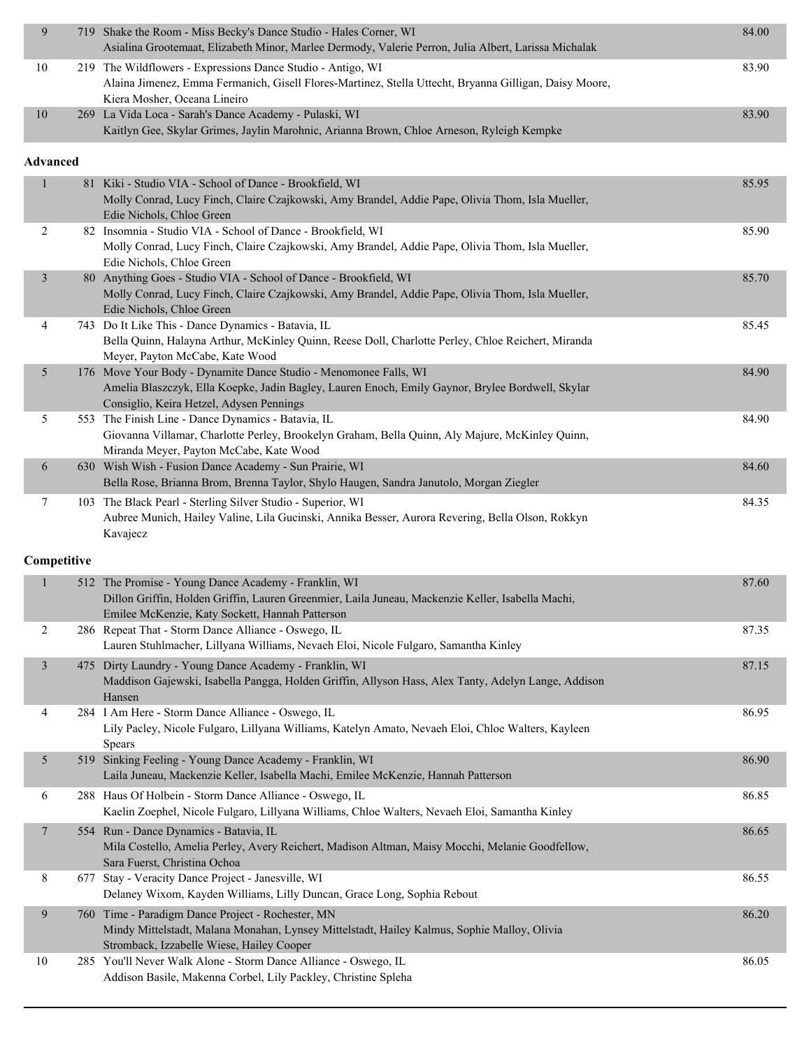| Place | No. | Entry | Score |
|---|---|---|---|
| 9 | 719 | Shake the Room - Miss Becky's Dance Studio - Hales Corner, WI<br>Asialina Grootemaat, Elizabeth Minor, Marlee Dermody, Valerie Perron, Julia Albert, Larissa Michalak | 84.00 |
| 10 | 219 | The Wildflowers - Expressions Dance Studio - Antigo, WI<br>Alaina Jimenez, Emma Fermanich, Gisell Flores-Martinez, Stella Uttecht, Bryanna Gilligan, Daisy Moore, Kiera Mosher, Oceana Lineiro | 83.90 |
| 10 | 269 | La Vida Loca - Sarah's Dance Academy - Pulaski, WI<br>Kaitlyn Gee, Skylar Grimes, Jaylin Marohnic, Arianna Brown, Chloe Arneson, Ryleigh Kempke | 83.90 |

**Advanced**

| Place | No. | Entry | Score |
|---|---|---|---|
| 1 | 81 | Kiki - Studio VIA - School of Dance - Brookfield, WI<br>Molly Conrad, Lucy Finch, Claire Czajkowski, Amy Brandel, Addie Pape, Olivia Thom, Isla Mueller, Edie Nichols, Chloe Green | 85.95 |
| 2 | 82 | Insomnia - Studio VIA - School of Dance - Brookfield, WI<br>Molly Conrad, Lucy Finch, Claire Czajkowski, Amy Brandel, Addie Pape, Olivia Thom, Isla Mueller, Edie Nichols, Chloe Green | 85.90 |
| 3 | 80 | Anything Goes - Studio VIA - School of Dance - Brookfield, WI<br>Molly Conrad, Lucy Finch, Claire Czajkowski, Amy Brandel, Addie Pape, Olivia Thom, Isla Mueller, Edie Nichols, Chloe Green | 85.70 |
| 4 | 743 | Do It Like This - Dance Dynamics - Batavia, IL<br>Bella Quinn, Halayna Arthur, McKinley Quinn, Reese Doll, Charlotte Perley, Chloe Reichert, Miranda Meyer, Payton McCabe, Kate Wood | 85.45 |
| 5 | 176 | Move Your Body - Dynamite Dance Studio - Menomonee Falls, WI<br>Amelia Blaszczyk, Ella Koepke, Jadin Bagley, Lauren Enoch, Emily Gaynor, Brylee Bordwell, Skylar Consiglio, Keira Hetzel, Adysen Pennings | 84.90 |
| 5 | 553 | The Finish Line - Dance Dynamics - Batavia, IL<br>Giovanna Villamar, Charlotte Perley, Brookelyn Graham, Bella Quinn, Aly Majure, McKinley Quinn, Miranda Meyer, Payton McCabe, Kate Wood | 84.90 |
| 6 | 630 | Wish Wish - Fusion Dance Academy - Sun Prairie, WI<br>Bella Rose, Brianna Brom, Brenna Taylor, Shylo Haugen, Sandra Janutolo, Morgan Ziegler | 84.60 |
| 7 | 103 | The Black Pearl - Sterling Silver Studio - Superior, WI<br>Aubree Munich, Hailey Valine, Lila Gucinski, Annika Besser, Aurora Revering, Bella Olson, Rokkyn Kavajecz | 84.35 |

**Competitive**

| Place | No. | Entry | Score |
|---|---|---|---|
| 1 | 512 | The Promise - Young Dance Academy - Franklin, WI<br>Dillon Griffin, Holden Griffin, Lauren Greenmier, Laila Juneau, Mackenzie Keller, Isabella Machi, Emilee McKenzie, Katy Sockett, Hannah Patterson | 87.60 |
| 2 | 286 | Repeat That - Storm Dance Alliance - Oswego, IL<br>Lauren Stuhlmacher, Lillyana Williams, Nevaeh Eloi, Nicole Fulgaro, Samantha Kinley | 87.35 |
| 3 | 475 | Dirty Laundry - Young Dance Academy - Franklin, WI<br>Maddison Gajewski, Isabella Pangga, Holden Griffin, Allyson Hass, Alex Tanty, Adelyn Lange, Addison Hansen | 87.15 |
| 4 | 284 | I Am Here - Storm Dance Alliance - Oswego, IL<br>Lily Pacley, Nicole Fulgaro, Lillyana Williams, Katelyn Amato, Nevaeh Eloi, Chloe Walters, Kayleen Spears | 86.95 |
| 5 | 519 | Sinking Feeling - Young Dance Academy - Franklin, WI<br>Laila Juneau, Mackenzie Keller, Isabella Machi, Emilee McKenzie, Hannah Patterson | 86.90 |
| 6 | 288 | Haus Of Holbein - Storm Dance Alliance - Oswego, IL<br>Kaelin Zoephel, Nicole Fulgaro, Lillyana Williams, Chloe Walters, Nevaeh Eloi, Samantha Kinley | 86.85 |
| 7 | 554 | Run - Dance Dynamics - Batavia, IL<br>Mila Costello, Amelia Perley, Avery Reichert, Madison Altman, Maisy Mocchi, Melanie Goodfellow, Sara Fuerst, Christina Ochoa | 86.65 |
| 8 | 677 | Stay - Veracity Dance Project - Janesville, WI<br>Delaney Wixom, Kayden Williams, Lilly Duncan, Grace Long, Sophia Rebout | 86.55 |
| 9 | 760 | Time - Paradigm Dance Project - Rochester, MN<br>Mindy Mittelstadt, Malana Monahan, Lynsey Mittelstadt, Hailey Kalmus, Sophie Malloy, Olivia Stromback, Izzabelle Wiese, Hailey Cooper | 86.20 |
| 10 | 285 | You'll Never Walk Alone - Storm Dance Alliance - Oswego, IL<br>Addison Basile, Makenna Corbel, Lily Packley, Christine Spleha | 86.05 |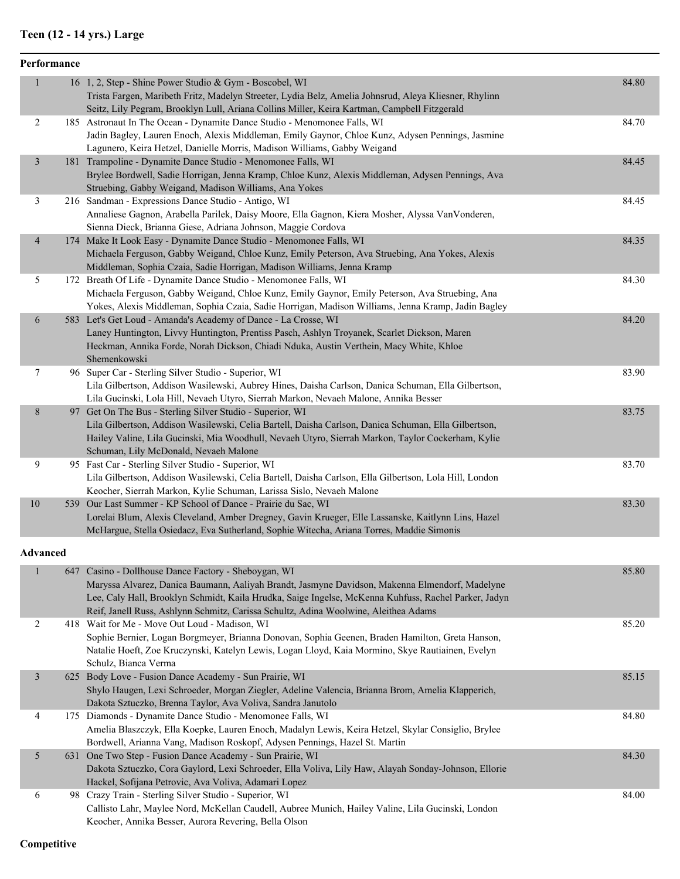## Teen (12 - 14 yrs.) Large

### Performance

| Place | No. | Routine / Studio / Dancers | Score |
|---|---|---|---|
| 1 | 16 | 1, 2, Step - Shine Power Studio & Gym - Boscobel, WI<br>Trista Fargen, Maribeth Fritz, Madelyn Streeter, Lydia Belz, Amelia Johnsrud, Aleya Kliesner, Rhylinn Seitz, Lily Pegram, Brooklyn Lull, Ariana Collins Miller, Keira Kartman, Campbell Fitzgerald | 84.80 |
| 2 | 185 | Astronaut In The Ocean - Dynamite Dance Studio - Menomonee Falls, WI<br>Jadin Bagley, Lauren Enoch, Alexis Middleman, Emily Gaynor, Chloe Kunz, Adysen Pennings, Jasmine Lagunero, Keira Hetzel, Danielle Morris, Madison Williams, Gabby Weigand | 84.70 |
| 3 | 181 | Trampoline - Dynamite Dance Studio - Menomonee Falls, WI<br>Brylee Bordwell, Sadie Horrigan, Jenna Kramp, Chloe Kunz, Alexis Middleman, Adysen Pennings, Ava Struebing, Gabby Weigand, Madison Williams, Ana Yokes | 84.45 |
| 3 | 216 | Sandman - Expressions Dance Studio - Antigo, WI<br>Annaliese Gagnon, Arabella Parilek, Daisy Moore, Ella Gagnon, Kiera Mosher, Alyssa VanVonderen, Sienna Dieck, Brianna Giese, Adriana Johnson, Maggie Cordova | 84.45 |
| 4 | 174 | Make It Look Easy - Dynamite Dance Studio - Menomonee Falls, WI<br>Michaela Ferguson, Gabby Weigand, Chloe Kunz, Emily Peterson, Ava Struebing, Ana Yokes, Alexis Middleman, Sophia Czaia, Sadie Horrigan, Madison Williams, Jenna Kramp | 84.35 |
| 5 | 172 | Breath Of Life - Dynamite Dance Studio - Menomonee Falls, WI<br>Michaela Ferguson, Gabby Weigand, Chloe Kunz, Emily Gaynor, Emily Peterson, Ava Struebing, Ana Yokes, Alexis Middleman, Sophia Czaia, Sadie Horrigan, Madison Williams, Jenna Kramp, Jadin Bagley | 84.30 |
| 6 | 583 | Let's Get Loud - Amanda's Academy of Dance - La Crosse, WI<br>Laney Huntington, Livvy Huntington, Prentiss Pasch, Ashlyn Troyanek, Scarlet Dickson, Maren Heckman, Annika Forde, Norah Dickson, Chiadi Nduka, Austin Verthein, Macy White, Khloe Shemenkowski | 84.20 |
| 7 | 96 | Super Car - Sterling Silver Studio - Superior, WI<br>Lila Gilbertson, Addison Wasilewski, Aubrey Hines, Daisha Carlson, Danica Schuman, Ella Gilbertson, Lila Gucinski, Lola Hill, Nevaeh Utyro, Sierrah Markon, Nevaeh Malone, Annika Besser | 83.90 |
| 8 | 97 | Get On The Bus - Sterling Silver Studio - Superior, WI<br>Lila Gilbertson, Addison Wasilewski, Celia Bartell, Daisha Carlson, Danica Schuman, Ella Gilbertson, Hailey Valine, Lila Gucinski, Mia Woodhull, Nevaeh Utyro, Sierrah Markon, Taylor Cockerham, Kylie Schuman, Lily McDonald, Nevaeh Malone | 83.75 |
| 9 | 95 | Fast Car - Sterling Silver Studio - Superior, WI<br>Lila Gilbertson, Addison Wasilewski, Celia Bartell, Daisha Carlson, Ella Gilbertson, Lola Hill, London Keocher, Sierrah Markon, Kylie Schuman, Larissa Sislo, Nevaeh Malone | 83.70 |
| 10 | 539 | Our Last Summer - KP School of Dance - Prairie du Sac, WI<br>Lorelai Blum, Alexis Cleveland, Amber Dregney, Gavin Krueger, Elle Lassanske, Kaitlynn Lins, Hazel McHargue, Stella Osiedacz, Eva Sutherland, Sophie Witecha, Ariana Torres, Maddie Simonis | 83.30 |

### Advanced

| Place | No. | Routine / Studio / Dancers | Score |
|---|---|---|---|
| 1 | 647 | Casino - Dollhouse Dance Factory - Sheboygan, WI<br>Maryssa Alvarez, Danica Baumann, Aaliyah Brandt, Jasmyne Davidson, Makenna Elmendorf, Madelyne Lee, Caly Hall, Brooklyn Schmidt, Kaila Hrudka, Saige Ingelse, McKenna Kuhfuss, Rachel Parker, Jadyn Reif, Janell Russ, Ashlynn Schmitz, Carissa Schultz, Adina Woolwine, Aleithea Adams | 85.80 |
| 2 | 418 | Wait for Me - Move Out Loud - Madison, WI<br>Sophie Bernier, Logan Borgmeyer, Brianna Donovan, Sophia Geenen, Braden Hamilton, Greta Hanson, Natalie Hoeft, Zoe Kruczynski, Katelyn Lewis, Logan Lloyd, Kaia Mormino, Skye Rautiainen, Evelyn Schulz, Bianca Verma | 85.20 |
| 3 | 625 | Body Love - Fusion Dance Academy - Sun Prairie, WI<br>Shylo Haugen, Lexi Schroeder, Morgan Ziegler, Adeline Valencia, Brianna Brom, Amelia Klapperich, Dakota Sztuczko, Brenna Taylor, Ava Voliva, Sandra Janutolo | 85.15 |
| 4 | 175 | Diamonds - Dynamite Dance Studio - Menomonee Falls, WI<br>Amelia Blaszczyk, Ella Koepke, Lauren Enoch, Madalyn Lewis, Keira Hetzel, Skylar Consiglio, Brylee Bordwell, Arianna Vang, Madison Roskopf, Adysen Pennings, Hazel St. Martin | 84.80 |
| 5 | 631 | One Two Step - Fusion Dance Academy - Sun Prairie, WI<br>Dakota Sztuczko, Cora Gaylord, Lexi Schroeder, Ella Voliva, Lily Haw, Alayah Sonday-Johnson, Ellorie Hackel, Sofijana Petrovic, Ava Voliva, Adamari Lopez | 84.30 |
| 6 | 98 | Crazy Train - Sterling Silver Studio - Superior, WI<br>Callisto Lahr, Maylee Nord, McKellan Caudell, Aubree Munich, Hailey Valine, Lila Gucinski, London Keocher, Annika Besser, Aurora Revering, Bella Olson | 84.00 |

### Competitive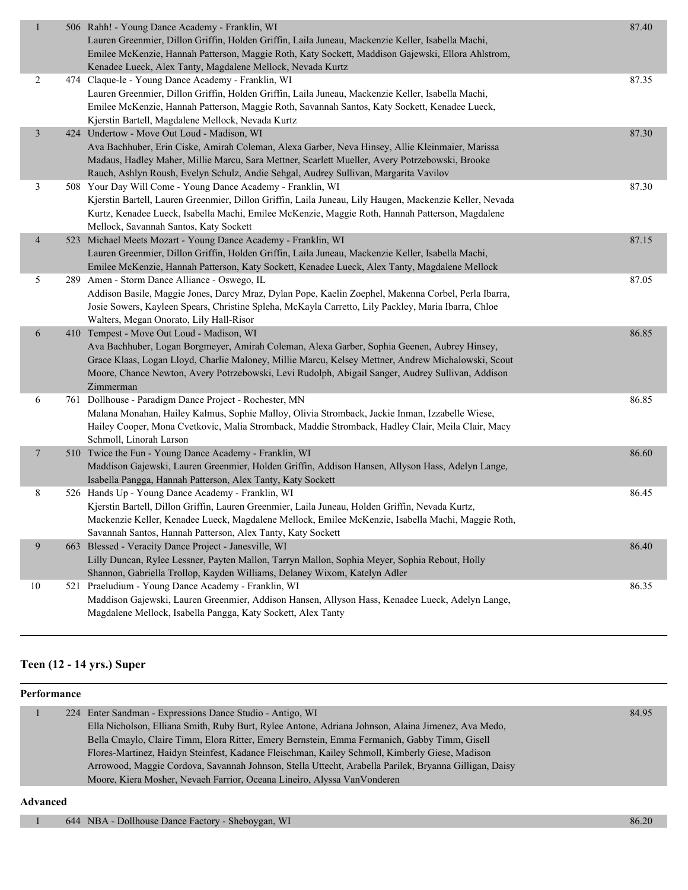| Place | Entry | Routine / Dancers | Score |
|---|---|---|---|
| 1 | 506 | Rahh! - Young Dance Academy - Franklin, WI<br>Lauren Greenmier, Dillon Griffin, Holden Griffin, Laila Juneau, Mackenzie Keller, Isabella Machi, Emilee McKenzie, Hannah Patterson, Maggie Roth, Katy Sockett, Maddison Gajewski, Ellora Ahlstrom, Kenadee Lueck, Alex Tanty, Magdalene Mellock, Nevada Kurtz | 87.40 |
| 2 | 474 | Claque-le - Young Dance Academy - Franklin, WI<br>Lauren Greenmier, Dillon Griffin, Holden Griffin, Laila Juneau, Mackenzie Keller, Isabella Machi, Emilee McKenzie, Hannah Patterson, Maggie Roth, Savannah Santos, Katy Sockett, Kenadee Lueck, Kjerstin Bartell, Magdalene Mellock, Nevada Kurtz | 87.35 |
| 3 | 424 | Undertow - Move Out Loud - Madison, WI<br>Ava Bachhuber, Erin Ciske, Amirah Coleman, Alexa Garber, Neva Hinsey, Allie Kleinmaier, Marissa Madaus, Hadley Maher, Millie Marcu, Sara Mettner, Scarlett Mueller, Avery Potrzebowski, Brooke Rauch, Ashlyn Roush, Evelyn Schulz, Andie Sehgal, Audrey Sullivan, Margarita Vavilov | 87.30 |
| 3 | 508 | Your Day Will Come - Young Dance Academy - Franklin, WI<br>Kjerstin Bartell, Lauren Greenmier, Dillon Griffin, Laila Juneau, Lily Haugen, Mackenzie Keller, Nevada Kurtz, Kenadee Lueck, Isabella Machi, Emilee McKenzie, Maggie Roth, Hannah Patterson, Magdalene Mellock, Savannah Santos, Katy Sockett | 87.30 |
| 4 | 523 | Michael Meets Mozart - Young Dance Academy - Franklin, WI<br>Lauren Greenmier, Dillon Griffin, Holden Griffin, Laila Juneau, Mackenzie Keller, Isabella Machi, Emilee McKenzie, Hannah Patterson, Katy Sockett, Kenadee Lueck, Alex Tanty, Magdalene Mellock | 87.15 |
| 5 | 289 | Amen - Storm Dance Alliance - Oswego, IL<br>Addison Basile, Maggie Jones, Darcy Mraz, Dylan Pope, Kaelin Zoephel, Makenna Corbel, Perla Ibarra, Josie Sowers, Kayleen Spears, Christine Spleha, McKayla Carretto, Lily Packley, Maria Ibarra, Chloe Walters, Megan Onorato, Lily Hall-Risor | 87.05 |
| 6 | 410 | Tempest - Move Out Loud - Madison, WI<br>Ava Bachhuber, Logan Borgmeyer, Amirah Coleman, Alexa Garber, Sophia Geenen, Aubrey Hinsey, Grace Klaas, Logan Lloyd, Charlie Maloney, Millie Marcu, Kelsey Mettner, Andrew Michalowski, Scout Moore, Chance Newton, Avery Potrzebowski, Levi Rudolph, Abigail Sanger, Audrey Sullivan, Addison Zimmerman | 86.85 |
| 6 | 761 | Dollhouse - Paradigm Dance Project - Rochester, MN<br>Malana Monahan, Hailey Kalmus, Sophie Malloy, Olivia Stromback, Jackie Inman, Izzabelle Wiese, Hailey Cooper, Mona Cvetkovic, Malia Stromback, Maddie Stromback, Hadley Clair, Meila Clair, Macy Schmoll, Linorah Larson | 86.85 |
| 7 | 510 | Twice the Fun - Young Dance Academy - Franklin, WI<br>Maddison Gajewski, Lauren Greenmier, Holden Griffin, Addison Hansen, Allyson Hass, Adelyn Lange, Isabella Pangga, Hannah Patterson, Alex Tanty, Katy Sockett | 86.60 |
| 8 | 526 | Hands Up - Young Dance Academy - Franklin, WI<br>Kjerstin Bartell, Dillon Griffin, Lauren Greenmier, Laila Juneau, Holden Griffin, Nevada Kurtz, Mackenzie Keller, Kenadee Lueck, Magdalene Mellock, Emilee McKenzie, Isabella Machi, Maggie Roth, Savannah Santos, Hannah Patterson, Alex Tanty, Katy Sockett | 86.45 |
| 9 | 663 | Blessed - Veracity Dance Project - Janesville, WI<br>Lilly Duncan, Rylee Lessner, Payten Mallon, Tarryn Mallon, Sophia Meyer, Sophia Rebout, Holly Shannon, Gabriella Trollop, Kayden Williams, Delaney Wixom, Katelyn Adler | 86.40 |
| 10 | 521 | Praeludium - Young Dance Academy - Franklin, WI<br>Maddison Gajewski, Lauren Greenmier, Addison Hansen, Allyson Hass, Kenadee Lueck, Adelyn Lange, Magdalene Mellock, Isabella Pangga, Katy Sockett, Alex Tanty | 86.35 |

## Teen (12 - 14 yrs.) Super

### Performance

| Place | Entry | Routine / Dancers | Score |
|---|---|---|---|
| 1 | 224 | Enter Sandman - Expressions Dance Studio - Antigo, WI<br>Ella Nicholson, Elliana Smith, Ruby Burt, Rylee Antone, Adriana Johnson, Alaina Jimenez, Ava Medo, Bella Cmaylo, Claire Timm, Elora Ritter, Emery Bernstein, Emma Fermanich, Gabby Timm, Gisell Flores-Martinez, Haidyn Steinfest, Kadance Fleischman, Kailey Schmoll, Kimberly Giese, Madison Arrowood, Maggie Cordova, Savannah Johnson, Stella Uttecht, Arabella Parilek, Bryanna Gilligan, Daisy Moore, Kiera Mosher, Nevaeh Farrior, Oceana Lineiro, Alyssa VanVonderen | 84.95 |

### Advanced

| Place | Entry | Routine / Dancers | Score |
|---|---|---|---|
| 1 | 644 | NBA - Dollhouse Dance Factory - Sheboygan, WI | 86.20 |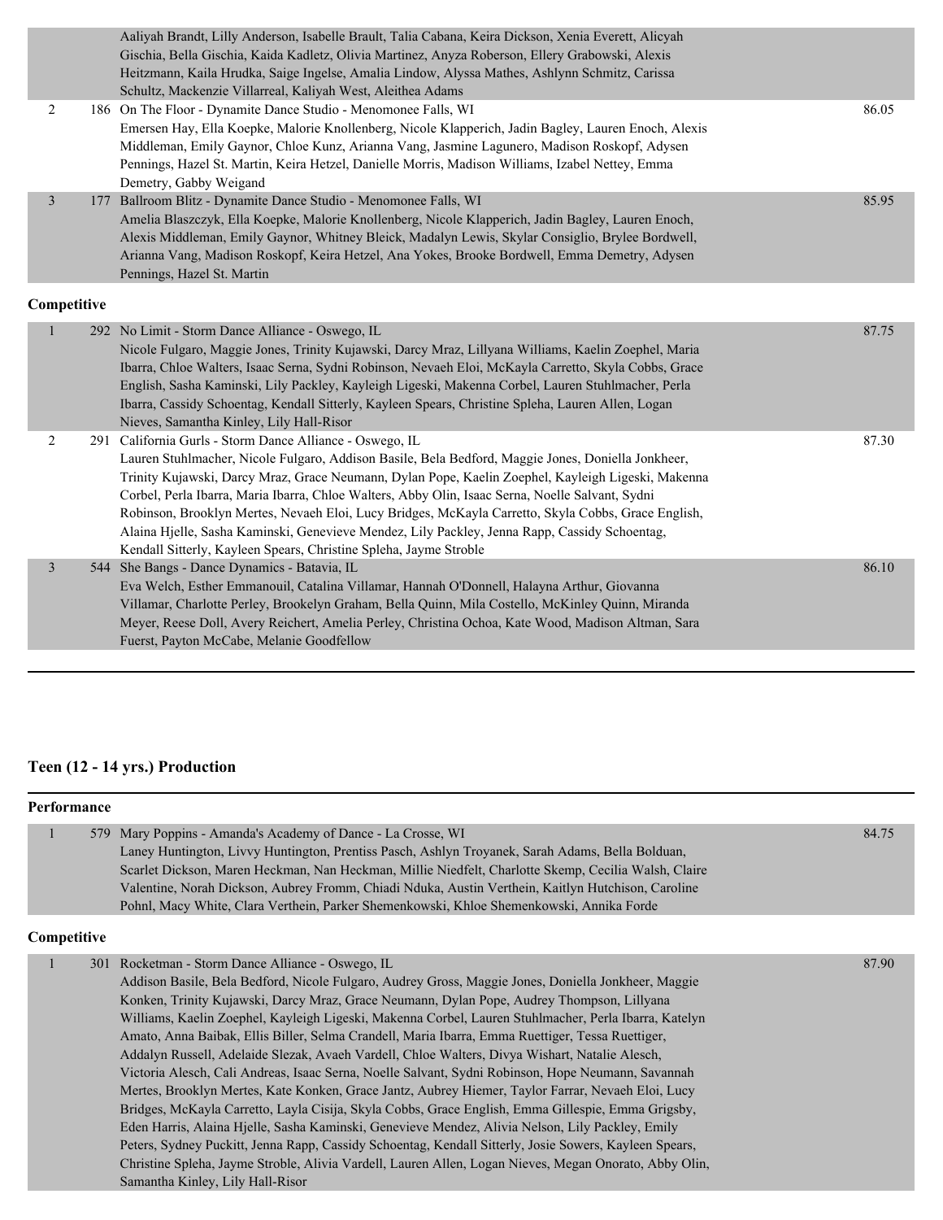| | | | |
|---|---|---|---|
| | | Aaliyah Brandt, Lilly Anderson, Isabelle Brault, Talia Cabana, Keira Dickson, Xenia Everett, Alicyah Gischia, Bella Gischia, Kaida Kadletz, Olivia Martinez, Anyza Roberson, Ellery Grabowski, Alexis Heitzmann, Kaila Hrudka, Saige Ingelse, Amalia Lindow, Alyssa Mathes, Ashlynn Schmitz, Carissa Schultz, Mackenzie Villarreal, Kaliyah West, Aleithea Adams | |
| 2 | 186 | On The Floor - Dynamite Dance Studio - Menomonee Falls, WI<br>Emersen Hay, Ella Koepke, Malorie Knollenberg, Nicole Klapperich, Jadin Bagley, Lauren Enoch, Alexis Middleman, Emily Gaynor, Chloe Kunz, Arianna Vang, Jasmine Lagunero, Madison Roskopf, Adysen Pennings, Hazel St. Martin, Keira Hetzel, Danielle Morris, Madison Williams, Izabel Nettey, Emma Demetry, Gabby Weigand | 86.05 |
| 3 | 177 | Ballroom Blitz - Dynamite Dance Studio - Menomonee Falls, WI<br>Amelia Blaszczyk, Ella Koepke, Malorie Knollenberg, Nicole Klapperich, Jadin Bagley, Lauren Enoch, Alexis Middleman, Emily Gaynor, Whitney Bleick, Madalyn Lewis, Skylar Consiglio, Brylee Bordwell, Arianna Vang, Madison Roskopf, Keira Hetzel, Ana Yokes, Brooke Bordwell, Emma Demetry, Adysen Pennings, Hazel St. Martin | 85.95 |

**Competitive**

| | | | |
|---|---|---|---|
| 1 | 292 | No Limit - Storm Dance Alliance - Oswego, IL<br>Nicole Fulgaro, Maggie Jones, Trinity Kujawski, Darcy Mraz, Lillyana Williams, Kaelin Zoephel, Maria Ibarra, Chloe Walters, Isaac Serna, Sydni Robinson, Nevaeh Eloi, McKayla Carretto, Skyla Cobbs, Grace English, Sasha Kaminski, Lily Packley, Kayleigh Ligeski, Makenna Corbel, Lauren Stuhlmacher, Perla Ibarra, Cassidy Schoentag, Kendall Sitterly, Kayleen Spears, Christine Spleha, Lauren Allen, Logan Nieves, Samantha Kinley, Lily Hall-Risor | 87.75 |
| 2 | 291 | California Gurls - Storm Dance Alliance - Oswego, IL<br>Lauren Stuhlmacher, Nicole Fulgaro, Addison Basile, Bela Bedford, Maggie Jones, Doniella Jonkheer, Trinity Kujawski, Darcy Mraz, Grace Neumann, Dylan Pope, Kaelin Zoephel, Kayleigh Ligeski, Makenna Corbel, Perla Ibarra, Maria Ibarra, Chloe Walters, Abby Olin, Isaac Serna, Noelle Salvant, Sydni Robinson, Brooklyn Mertes, Nevaeh Eloi, Lucy Bridges, McKayla Carretto, Skyla Cobbs, Grace English, Alaina Hjelle, Sasha Kaminski, Genevieve Mendez, Lily Packley, Jenna Rapp, Cassidy Schoentag, Kendall Sitterly, Kayleen Spears, Christine Spleha, Jayme Stroble | 87.30 |
| 3 | 544 | She Bangs - Dance Dynamics - Batavia, IL<br>Eva Welch, Esther Emmanouil, Catalina Villamar, Hannah O'Donnell, Halayna Arthur, Giovanna Villamar, Charlotte Perley, Brookelyn Graham, Bella Quinn, Mila Costello, McKinley Quinn, Miranda Meyer, Reese Doll, Avery Reichert, Amelia Perley, Christina Ochoa, Kate Wood, Madison Altman, Sara Fuerst, Payton McCabe, Melanie Goodfellow | 86.10 |

## Teen (12 - 14 yrs.) Production

**Performance**

| | | | |
|---|---|---|---|
| 1 | 579 | Mary Poppins - Amanda's Academy of Dance - La Crosse, WI<br>Laney Huntington, Livvy Huntington, Prentiss Pasch, Ashlyn Troyanek, Sarah Adams, Bella Bolduan, Scarlet Dickson, Maren Heckman, Nan Heckman, Millie Niedfelt, Charlotte Skemp, Cecilia Walsh, Claire Valentine, Norah Dickson, Aubrey Fromm, Chiadi Nduka, Austin Verthein, Kaitlyn Hutchison, Caroline Pohnl, Macy White, Clara Verthein, Parker Shemenkowski, Khloe Shemenkowski, Annika Forde | 84.75 |

**Competitive**

| | | | |
|---|---|---|---|
| 1 | 301 | Rocketman - Storm Dance Alliance - Oswego, IL<br>Addison Basile, Bela Bedford, Nicole Fulgaro, Audrey Gross, Maggie Jones, Doniella Jonkheer, Maggie Konken, Trinity Kujawski, Darcy Mraz, Grace Neumann, Dylan Pope, Audrey Thompson, Lillyana Williams, Kaelin Zoephel, Kayleigh Ligeski, Makenna Corbel, Lauren Stuhlmacher, Perla Ibarra, Katelyn Amato, Anna Baibak, Ellis Biller, Selma Crandell, Maria Ibarra, Emma Ruettiger, Tessa Ruettiger, Addalyn Russell, Adelaide Slezak, Avaeh Vardell, Chloe Walters, Divya Wishart, Natalie Alesch, Victoria Alesch, Cali Andreas, Isaac Serna, Noelle Salvant, Sydni Robinson, Hope Neumann, Savannah Mertes, Brooklyn Mertes, Kate Konken, Grace Jantz, Aubrey Hiemer, Taylor Farrar, Nevaeh Eloi, Lucy Bridges, McKayla Carretto, Layla Cisija, Skyla Cobbs, Grace English, Emma Gillespie, Emma Grigsby, Eden Harris, Alaina Hjelle, Sasha Kaminski, Genevieve Mendez, Alivia Nelson, Lily Packley, Emily Peters, Sydney Puckitt, Jenna Rapp, Cassidy Schoentag, Kendall Sitterly, Josie Sowers, Kayleen Spears, Christine Spleha, Jayme Stroble, Alivia Vardell, Lauren Allen, Logan Nieves, Megan Onorato, Abby Olin, Samantha Kinley, Lily Hall-Risor | 87.90 |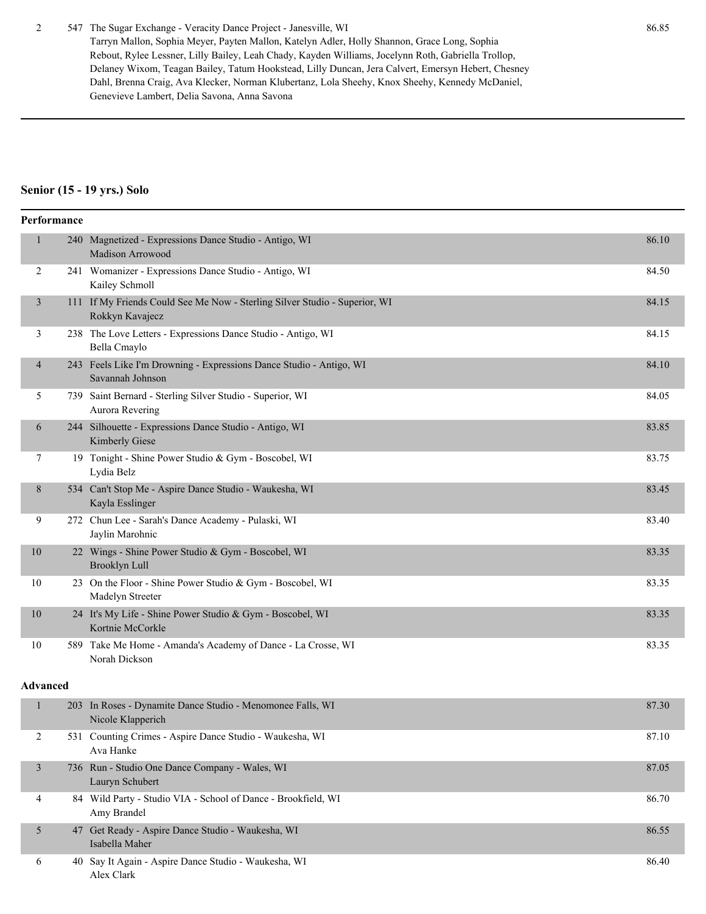| | | | |
|---|---|---|---|
| 2 | 547 | The Sugar Exchange - Veracity Dance Project - Janesville, WI<br>Tarryn Mallon, Sophia Meyer, Payten Mallon, Katelyn Adler, Holly Shannon, Grace Long, Sophia Rebout, Rylee Lessner, Lilly Bailey, Leah Chady, Kayden Williams, Jocelynn Roth, Gabriella Trollop, Delaney Wixom, Teagan Bailey, Tatum Hookstead, Lilly Duncan, Jera Calvert, Emersyn Hebert, Chesney Dahl, Brenna Craig, Ava Klecker, Norman Klubertanz, Lola Sheehy, Knox Sheehy, Kennedy McDaniel, Genevieve Lambert, Delia Savona, Anna Savona | 86.85 |

## Senior (15 - 19 yrs.) Solo

**Performance**

| | | | |
|---|---|---|---|
| 1 | 240 | Magnetized - Expressions Dance Studio - Antigo, WI<br>Madison Arrowood | 86.10 |
| 2 | 241 | Womanizer - Expressions Dance Studio - Antigo, WI<br>Kailey Schmoll | 84.50 |
| 3 | 111 | If My Friends Could See Me Now - Sterling Silver Studio - Superior, WI<br>Rokkyn Kavajecz | 84.15 |
| 3 | 238 | The Love Letters - Expressions Dance Studio - Antigo, WI<br>Bella Cmaylo | 84.15 |
| 4 | 243 | Feels Like I'm Drowning - Expressions Dance Studio - Antigo, WI<br>Savannah Johnson | 84.10 |
| 5 | 739 | Saint Bernard - Sterling Silver Studio - Superior, WI<br>Aurora Revering | 84.05 |
| 6 | 244 | Silhouette - Expressions Dance Studio - Antigo, WI<br>Kimberly Giese | 83.85 |
| 7 | 19 | Tonight - Shine Power Studio & Gym - Boscobel, WI<br>Lydia Belz | 83.75 |
| 8 | 534 | Can't Stop Me - Aspire Dance Studio - Waukesha, WI<br>Kayla Esslinger | 83.45 |
| 9 | 272 | Chun Lee - Sarah's Dance Academy - Pulaski, WI<br>Jaylin Marohnic | 83.40 |
| 10 | 22 | Wings - Shine Power Studio & Gym - Boscobel, WI<br>Brooklyn Lull | 83.35 |
| 10 | 23 | On the Floor - Shine Power Studio & Gym - Boscobel, WI<br>Madelyn Streeter | 83.35 |
| 10 | 24 | It's My Life - Shine Power Studio & Gym - Boscobel, WI<br>Kortnie McCorkle | 83.35 |
| 10 | 589 | Take Me Home - Amanda's Academy of Dance - La Crosse, WI<br>Norah Dickson | 83.35 |

**Advanced**

| | | | |
|---|---|---|---|
| 1 | 203 | In Roses - Dynamite Dance Studio - Menomonee Falls, WI<br>Nicole Klapperich | 87.30 |
| 2 | 531 | Counting Crimes - Aspire Dance Studio - Waukesha, WI<br>Ava Hanke | 87.10 |
| 3 | 736 | Run - Studio One Dance Company - Wales, WI<br>Lauryn Schubert | 87.05 |
| 4 | 84 | Wild Party - Studio VIA - School of Dance - Brookfield, WI<br>Amy Brandel | 86.70 |
| 5 | 47 | Get Ready - Aspire Dance Studio - Waukesha, WI<br>Isabella Maher | 86.55 |
| 6 | 40 | Say It Again - Aspire Dance Studio - Waukesha, WI<br>Alex Clark | 86.40 |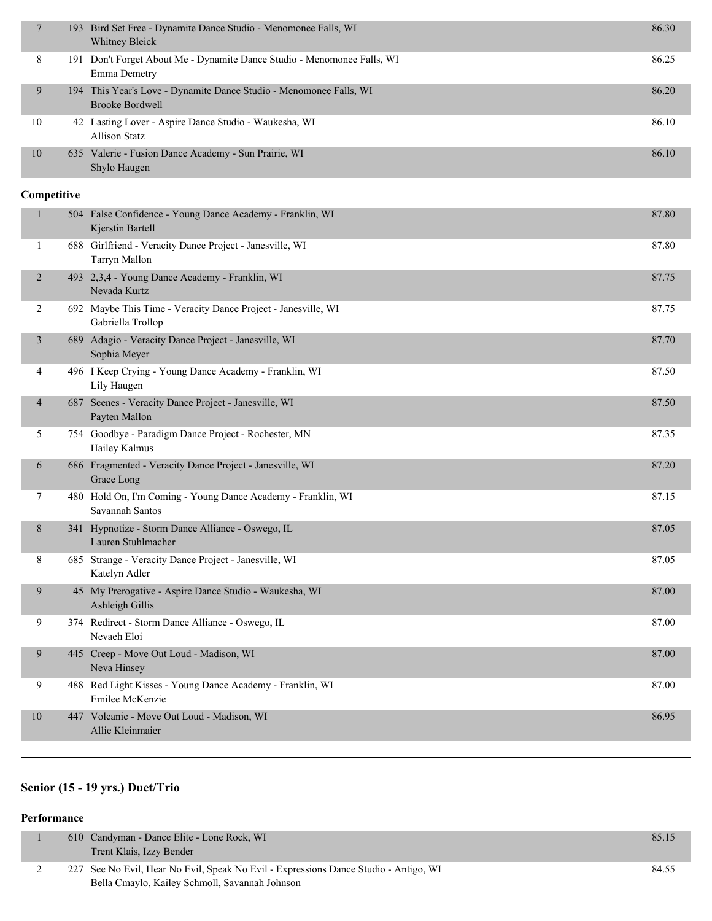| Place | No. | Routine / Studio / Dancer | Score |
|---|---|---|---|
| 7 | 193 | Bird Set Free - Dynamite Dance Studio - Menomonee Falls, WI<br>Whitney Bleick | 86.30 |
| 8 | 191 | Don't Forget About Me - Dynamite Dance Studio - Menomonee Falls, WI<br>Emma Demetry | 86.25 |
| 9 | 194 | This Year's Love - Dynamite Dance Studio - Menomonee Falls, WI<br>Brooke Bordwell | 86.20 |
| 10 | 42 | Lasting Lover - Aspire Dance Studio - Waukesha, WI<br>Allison Statz | 86.10 |
| 10 | 635 | Valerie - Fusion Dance Academy - Sun Prairie, WI<br>Shylo Haugen | 86.10 |

**Competitive**

| Place | No. | Routine / Studio / Dancer | Score |
|---|---|---|---|
| 1 | 504 | False Confidence - Young Dance Academy - Franklin, WI<br>Kjerstin Bartell | 87.80 |
| 1 | 688 | Girlfriend - Veracity Dance Project - Janesville, WI<br>Tarryn Mallon | 87.80 |
| 2 | 493 | 2,3,4 - Young Dance Academy - Franklin, WI<br>Nevada Kurtz | 87.75 |
| 2 | 692 | Maybe This Time - Veracity Dance Project - Janesville, WI<br>Gabriella Trollop | 87.75 |
| 3 | 689 | Adagio - Veracity Dance Project - Janesville, WI<br>Sophia Meyer | 87.70 |
| 4 | 496 | I Keep Crying - Young Dance Academy - Franklin, WI<br>Lily Haugen | 87.50 |
| 4 | 687 | Scenes - Veracity Dance Project - Janesville, WI<br>Payten Mallon | 87.50 |
| 5 | 754 | Goodbye - Paradigm Dance Project - Rochester, MN<br>Hailey Kalmus | 87.35 |
| 6 | 686 | Fragmented - Veracity Dance Project - Janesville, WI<br>Grace Long | 87.20 |
| 7 | 480 | Hold On, I'm Coming - Young Dance Academy - Franklin, WI<br>Savannah Santos | 87.15 |
| 8 | 341 | Hypnotize - Storm Dance Alliance - Oswego, IL<br>Lauren Stuhlmacher | 87.05 |
| 8 | 685 | Strange - Veracity Dance Project - Janesville, WI<br>Katelyn Adler | 87.05 |
| 9 | 45 | My Prerogative - Aspire Dance Studio - Waukesha, WI<br>Ashleigh Gillis | 87.00 |
| 9 | 374 | Redirect - Storm Dance Alliance - Oswego, IL<br>Nevaeh Eloi | 87.00 |
| 9 | 445 | Creep - Move Out Loud - Madison, WI<br>Neva Hinsey | 87.00 |
| 9 | 488 | Red Light Kisses - Young Dance Academy - Franklin, WI<br>Emilee McKenzie | 87.00 |
| 10 | 447 | Volcanic - Move Out Loud - Madison, WI<br>Allie Kleinmaier | 86.95 |

## Senior (15 - 19 yrs.) Duet/Trio

**Performance**

| Place | No. | Routine / Studio / Dancers | Score |
|---|---|---|---|
| 1 | 610 | Candyman - Dance Elite - Lone Rock, WI<br>Trent Klais, Izzy Bender | 85.15 |
| 2 | 227 | See No Evil, Hear No Evil, Speak No Evil - Expressions Dance Studio - Antigo, WI<br>Bella Cmaylo, Kailey Schmoll, Savannah Johnson | 84.55 |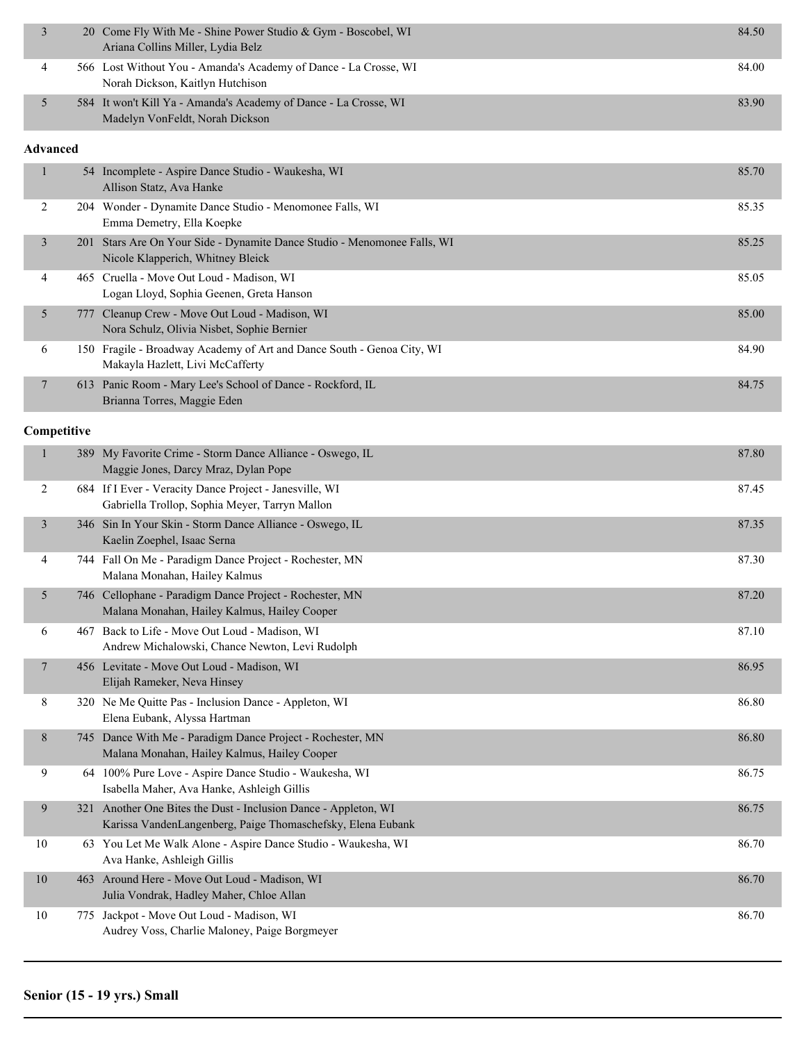| Place | No. | Entry | Score |
|---|---|---|---|
| 3 | 20 | Come Fly With Me - Shine Power Studio & Gym - Boscobel, WI<br>Ariana Collins Miller, Lydia Belz | 84.50 |
| 4 | 566 | Lost Without You - Amanda's Academy of Dance - La Crosse, WI<br>Norah Dickson, Kaitlyn Hutchison | 84.00 |
| 5 | 584 | It won't Kill Ya - Amanda's Academy of Dance - La Crosse, WI<br>Madelyn VonFeldt, Norah Dickson | 83.90 |

**Advanced**

| Place | No. | Entry | Score |
|---|---|---|---|
| 1 | 54 | Incomplete - Aspire Dance Studio - Waukesha, WI<br>Allison Statz, Ava Hanke | 85.70 |
| 2 | 204 | Wonder - Dynamite Dance Studio - Menomonee Falls, WI<br>Emma Demetry, Ella Koepke | 85.35 |
| 3 | 201 | Stars Are On Your Side - Dynamite Dance Studio - Menomonee Falls, WI<br>Nicole Klapperich, Whitney Bleick | 85.25 |
| 4 | 465 | Cruella - Move Out Loud - Madison, WI<br>Logan Lloyd, Sophia Geenen, Greta Hanson | 85.05 |
| 5 | 777 | Cleanup Crew - Move Out Loud - Madison, WI<br>Nora Schulz, Olivia Nisbet, Sophie Bernier | 85.00 |
| 6 | 150 | Fragile - Broadway Academy of Art and Dance South - Genoa City, WI<br>Makayla Hazlett, Livi McCafferty | 84.90 |
| 7 | 613 | Panic Room - Mary Lee's School of Dance - Rockford, IL<br>Brianna Torres, Maggie Eden | 84.75 |

**Competitive**

| Place | No. | Entry | Score |
|---|---|---|---|
| 1 | 389 | My Favorite Crime - Storm Dance Alliance - Oswego, IL<br>Maggie Jones, Darcy Mraz, Dylan Pope | 87.80 |
| 2 | 684 | If I Ever - Veracity Dance Project - Janesville, WI<br>Gabriella Trollop, Sophia Meyer, Tarryn Mallon | 87.45 |
| 3 | 346 | Sin In Your Skin - Storm Dance Alliance - Oswego, IL<br>Kaelin Zoephel, Isaac Serna | 87.35 |
| 4 | 744 | Fall On Me - Paradigm Dance Project - Rochester, MN<br>Malana Monahan, Hailey Kalmus | 87.30 |
| 5 | 746 | Cellophane - Paradigm Dance Project - Rochester, MN<br>Malana Monahan, Hailey Kalmus, Hailey Cooper | 87.20 |
| 6 | 467 | Back to Life - Move Out Loud - Madison, WI<br>Andrew Michalowski, Chance Newton, Levi Rudolph | 87.10 |
| 7 | 456 | Levitate - Move Out Loud - Madison, WI<br>Elijah Rameker, Neva Hinsey | 86.95 |
| 8 | 320 | Ne Me Quitte Pas - Inclusion Dance - Appleton, WI<br>Elena Eubank, Alyssa Hartman | 86.80 |
| 8 | 745 | Dance With Me - Paradigm Dance Project - Rochester, MN<br>Malana Monahan, Hailey Kalmus, Hailey Cooper | 86.80 |
| 9 | 64 | 100% Pure Love - Aspire Dance Studio - Waukesha, WI<br>Isabella Maher, Ava Hanke, Ashleigh Gillis | 86.75 |
| 9 | 321 | Another One Bites the Dust - Inclusion Dance - Appleton, WI<br>Karissa VandenLangenberg, Paige Thomaschefsky, Elena Eubank | 86.75 |
| 10 | 63 | You Let Me Walk Alone - Aspire Dance Studio - Waukesha, WI<br>Ava Hanke, Ashleigh Gillis | 86.70 |
| 10 | 463 | Around Here - Move Out Loud - Madison, WI<br>Julia Vondrak, Hadley Maher, Chloe Allan | 86.70 |
| 10 | 775 | Jackpot - Move Out Loud - Madison, WI<br>Audrey Voss, Charlie Maloney, Paige Borgmeyer | 86.70 |

---

**Senior (15 - 19 yrs.) Small**

---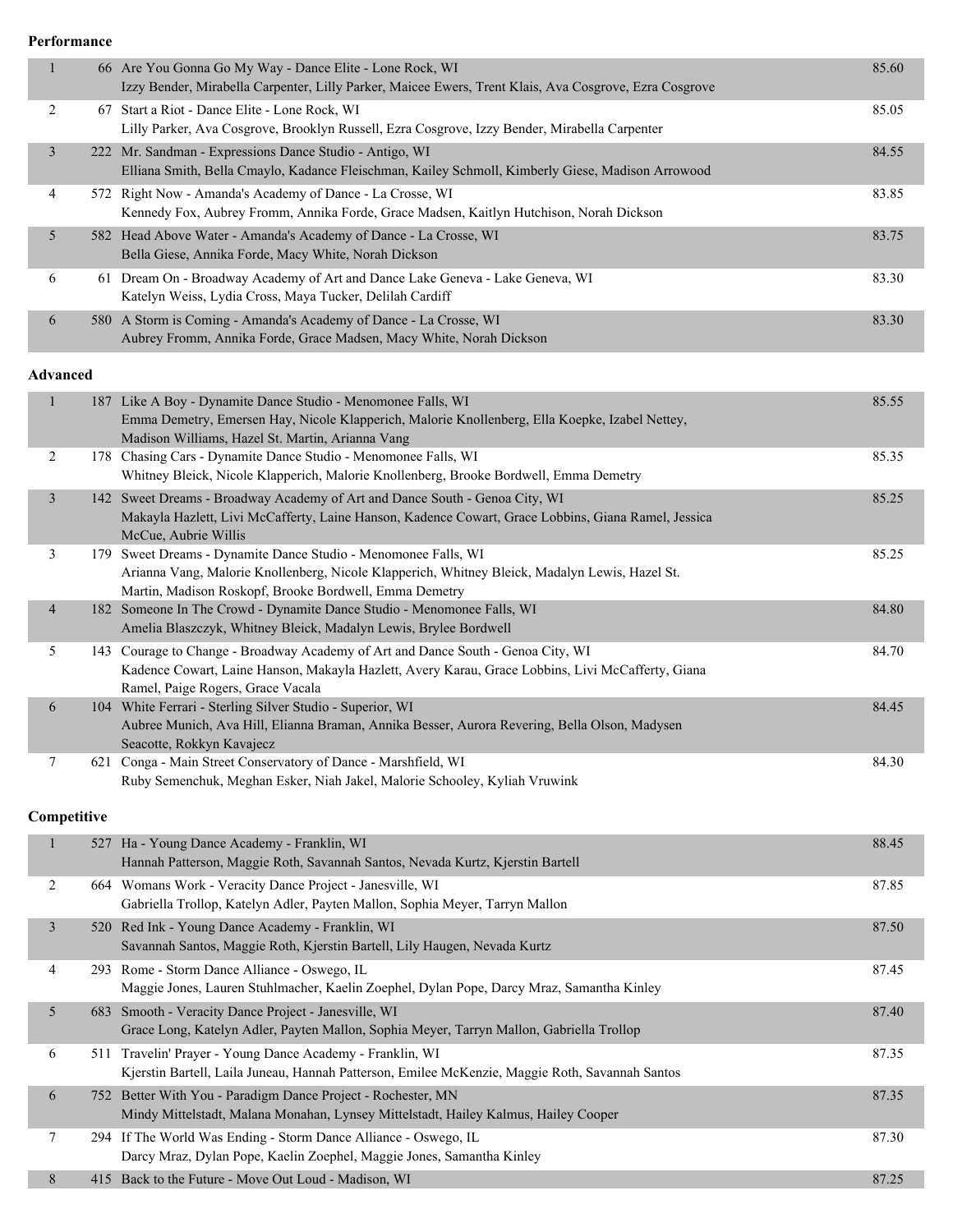**Performance**

| Place | # | Routine | Score |
|---|---|---|---|
| 1 | 66 | Are You Gonna Go My Way - Dance Elite - Lone Rock, WI<br>Izzy Bender, Mirabella Carpenter, Lilly Parker, Maicee Ewers, Trent Klais, Ava Cosgrove, Ezra Cosgrove | 85.60 |
| 2 | 67 | Start a Riot - Dance Elite - Lone Rock, WI<br>Lilly Parker, Ava Cosgrove, Brooklyn Russell, Ezra Cosgrove, Izzy Bender, Mirabella Carpenter | 85.05 |
| 3 | 222 | Mr. Sandman - Expressions Dance Studio - Antigo, WI<br>Elliana Smith, Bella Cmaylo, Kadance Fleischman, Kailey Schmoll, Kimberly Giese, Madison Arrowood | 84.55 |
| 4 | 572 | Right Now - Amanda's Academy of Dance - La Crosse, WI<br>Kennedy Fox, Aubrey Fromm, Annika Forde, Grace Madsen, Kaitlyn Hutchison, Norah Dickson | 83.85 |
| 5 | 582 | Head Above Water - Amanda's Academy of Dance - La Crosse, WI<br>Bella Giese, Annika Forde, Macy White, Norah Dickson | 83.75 |
| 6 | 61 | Dream On - Broadway Academy of Art and Dance Lake Geneva - Lake Geneva, WI<br>Katelyn Weiss, Lydia Cross, Maya Tucker, Delilah Cardiff | 83.30 |
| 6 | 580 | A Storm is Coming - Amanda's Academy of Dance - La Crosse, WI<br>Aubrey Fromm, Annika Forde, Grace Madsen, Macy White, Norah Dickson | 83.30 |

**Advanced**

| Place | # | Routine | Score |
|---|---|---|---|
| 1 | 187 | Like A Boy - Dynamite Dance Studio - Menomonee Falls, WI<br>Emma Demetry, Emersen Hay, Nicole Klapperich, Malorie Knollenberg, Ella Koepke, Izabel Nettey, Madison Williams, Hazel St. Martin, Arianna Vang | 85.55 |
| 2 | 178 | Chasing Cars - Dynamite Dance Studio - Menomonee Falls, WI<br>Whitney Bleick, Nicole Klapperich, Malorie Knollenberg, Brooke Bordwell, Emma Demetry | 85.35 |
| 3 | 142 | Sweet Dreams - Broadway Academy of Art and Dance South - Genoa City, WI<br>Makayla Hazlett, Livi McCafferty, Laine Hanson, Kadence Cowart, Grace Lobbins, Giana Ramel, Jessica McCue, Aubrie Willis | 85.25 |
| 3 | 179 | Sweet Dreams - Dynamite Dance Studio - Menomonee Falls, WI<br>Arianna Vang, Malorie Knollenberg, Nicole Klapperich, Whitney Bleick, Madalyn Lewis, Hazel St. Martin, Madison Roskopf, Brooke Bordwell, Emma Demetry | 85.25 |
| 4 | 182 | Someone In The Crowd - Dynamite Dance Studio - Menomonee Falls, WI<br>Amelia Blaszczyk, Whitney Bleick, Madalyn Lewis, Brylee Bordwell | 84.80 |
| 5 | 143 | Courage to Change - Broadway Academy of Art and Dance South - Genoa City, WI<br>Kadence Cowart, Laine Hanson, Makayla Hazlett, Avery Karau, Grace Lobbins, Livi McCafferty, Giana Ramel, Paige Rogers, Grace Vacala | 84.70 |
| 6 | 104 | White Ferrari - Sterling Silver Studio - Superior, WI<br>Aubree Munich, Ava Hill, Elianna Braman, Annika Besser, Aurora Revering, Bella Olson, Madysen Seacotte, Rokkyn Kavajecz | 84.45 |
| 7 | 621 | Conga - Main Street Conservatory of Dance - Marshfield, WI<br>Ruby Semenchuk, Meghan Esker, Niah Jakel, Malorie Schooley, Kyliah Vruwink | 84.30 |

**Competitive**

| Place | # | Routine | Score |
|---|---|---|---|
| 1 | 527 | Ha - Young Dance Academy - Franklin, WI<br>Hannah Patterson, Maggie Roth, Savannah Santos, Nevada Kurtz, Kjerstin Bartell | 88.45 |
| 2 | 664 | Womans Work - Veracity Dance Project - Janesville, WI<br>Gabriella Trollop, Katelyn Adler, Payten Mallon, Sophia Meyer, Tarryn Mallon | 87.85 |
| 3 | 520 | Red Ink - Young Dance Academy - Franklin, WI<br>Savannah Santos, Maggie Roth, Kjerstin Bartell, Lily Haugen, Nevada Kurtz | 87.50 |
| 4 | 293 | Rome - Storm Dance Alliance - Oswego, IL<br>Maggie Jones, Lauren Stuhlmacher, Kaelin Zoephel, Dylan Pope, Darcy Mraz, Samantha Kinley | 87.45 |
| 5 | 683 | Smooth - Veracity Dance Project - Janesville, WI<br>Grace Long, Katelyn Adler, Payten Mallon, Sophia Meyer, Tarryn Mallon, Gabriella Trollop | 87.40 |
| 6 | 511 | Travelin' Prayer - Young Dance Academy - Franklin, WI<br>Kjerstin Bartell, Laila Juneau, Hannah Patterson, Emilee McKenzie, Maggie Roth, Savannah Santos | 87.35 |
| 6 | 752 | Better With You - Paradigm Dance Project - Rochester, MN<br>Mindy Mittelstadt, Malana Monahan, Lynsey Mittelstadt, Hailey Kalmus, Hailey Cooper | 87.35 |
| 7 | 294 | If The World Was Ending - Storm Dance Alliance - Oswego, IL<br>Darcy Mraz, Dylan Pope, Kaelin Zoephel, Maggie Jones, Samantha Kinley | 87.30 |
| 8 | 415 | Back to the Future - Move Out Loud - Madison, WI | 87.25 |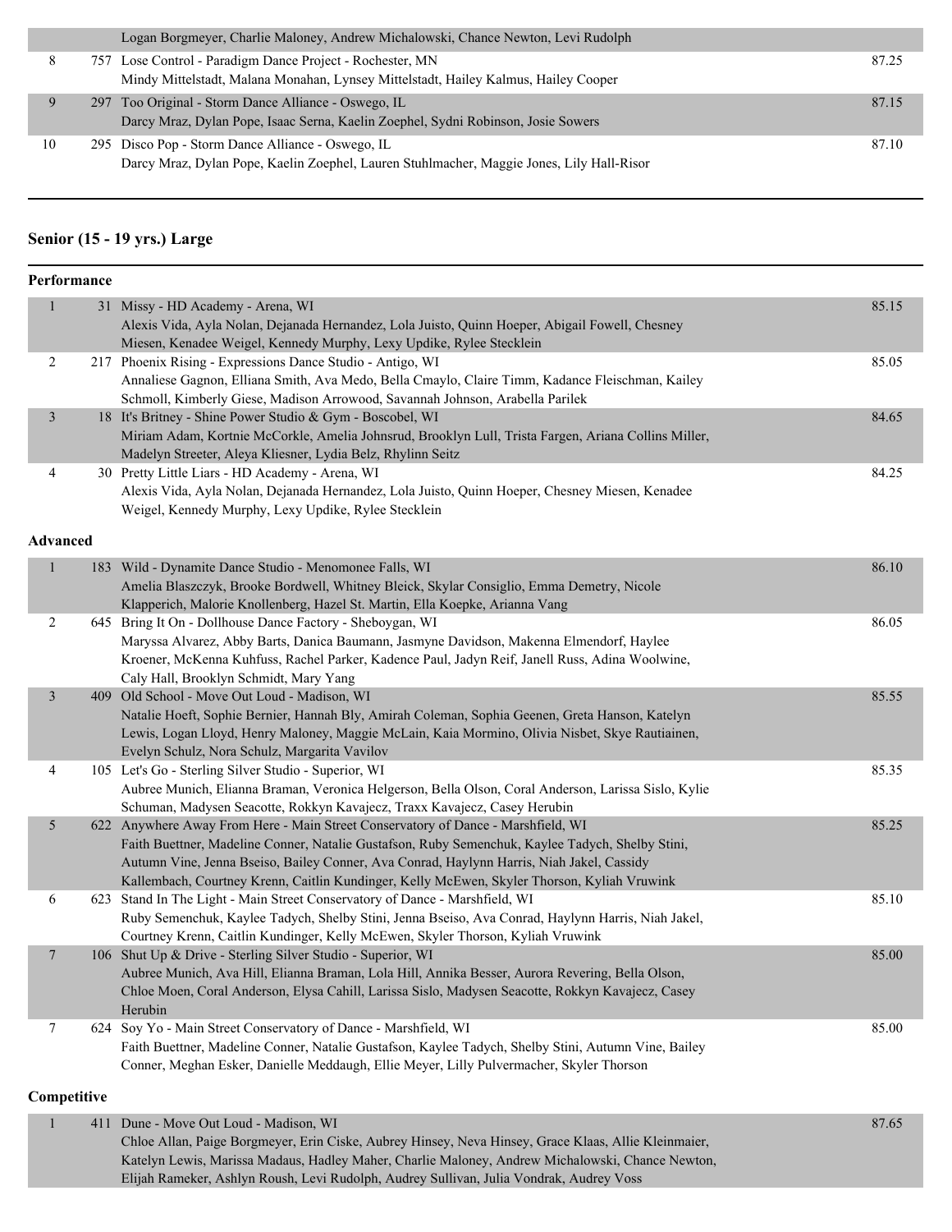| | | | |
|---|---|---|---|
| | | Logan Borgmeyer, Charlie Maloney, Andrew Michalowski, Chance Newton, Levi Rudolph | |
| 8 | 757 | Lose Control - Paradigm Dance Project - Rochester, MN<br>Mindy Mittelstadt, Malana Monahan, Lynsey Mittelstadt, Hailey Kalmus, Hailey Cooper | 87.25 |
| 9 | 297 | Too Original - Storm Dance Alliance - Oswego, IL<br>Darcy Mraz, Dylan Pope, Isaac Serna, Kaelin Zoephel, Sydni Robinson, Josie Sowers | 87.15 |
| 10 | 295 | Disco Pop - Storm Dance Alliance - Oswego, IL<br>Darcy Mraz, Dylan Pope, Kaelin Zoephel, Lauren Stuhlmacher, Maggie Jones, Lily Hall-Risor | 87.10 |

## Senior (15 - 19 yrs.) Large

**Performance**

| | | | |
|---|---|---|---|
| 1 | 31 | Missy - HD Academy - Arena, WI<br>Alexis Vida, Ayla Nolan, Dejanada Hernandez, Lola Juisto, Quinn Hoeper, Abigail Fowell, Chesney Miesen, Kenadee Weigel, Kennedy Murphy, Lexy Updike, Rylee Stecklein | 85.15 |
| 2 | 217 | Phoenix Rising - Expressions Dance Studio - Antigo, WI<br>Annaliese Gagnon, Elliana Smith, Ava Medo, Bella Cmaylo, Claire Timm, Kadance Fleischman, Kailey Schmoll, Kimberly Giese, Madison Arrowood, Savannah Johnson, Arabella Parilek | 85.05 |
| 3 | 18 | It's Britney - Shine Power Studio & Gym - Boscobel, WI<br>Miriam Adam, Kortnie McCorkle, Amelia Johnsrud, Brooklyn Lull, Trista Fargen, Ariana Collins Miller, Madelyn Streeter, Aleya Kliesner, Lydia Belz, Rhylinn Seitz | 84.65 |
| 4 | 30 | Pretty Little Liars - HD Academy - Arena, WI<br>Alexis Vida, Ayla Nolan, Dejanada Hernandez, Lola Juisto, Quinn Hoeper, Chesney Miesen, Kenadee Weigel, Kennedy Murphy, Lexy Updike, Rylee Stecklein | 84.25 |

**Advanced**

| | | | |
|---|---|---|---|
| 1 | 183 | Wild - Dynamite Dance Studio - Menomonee Falls, WI<br>Amelia Blaszczyk, Brooke Bordwell, Whitney Bleick, Skylar Consiglio, Emma Demetry, Nicole Klapperich, Malorie Knollenberg, Hazel St. Martin, Ella Koepke, Arianna Vang | 86.10 |
| 2 | 645 | Bring It On - Dollhouse Dance Factory - Sheboygan, WI<br>Maryssa Alvarez, Abby Barts, Danica Baumann, Jasmyne Davidson, Makenna Elmendorf, Haylee Kroener, McKenna Kuhfuss, Rachel Parker, Kadence Paul, Jadyn Reif, Janell Russ, Adina Woolwine, Caly Hall, Brooklyn Schmidt, Mary Yang | 86.05 |
| 3 | 409 | Old School - Move Out Loud - Madison, WI<br>Natalie Hoeft, Sophie Bernier, Hannah Bly, Amirah Coleman, Sophia Geenen, Greta Hanson, Katelyn Lewis, Logan Lloyd, Henry Maloney, Maggie McLain, Kaia Mormino, Olivia Nisbet, Skye Rautiainen, Evelyn Schulz, Nora Schulz, Margarita Vavilov | 85.55 |
| 4 | 105 | Let's Go - Sterling Silver Studio - Superior, WI<br>Aubree Munich, Elianna Braman, Veronica Helgerson, Bella Olson, Coral Anderson, Larissa Sislo, Kylie Schuman, Madysen Seacotte, Rokkyn Kavajecz, Traxx Kavajecz, Casey Herubin | 85.35 |
| 5 | 622 | Anywhere Away From Here - Main Street Conservatory of Dance - Marshfield, WI<br>Faith Buettner, Madeline Conner, Natalie Gustafson, Ruby Semenchuk, Kaylee Tadych, Shelby Stini, Autumn Vine, Jenna Bseiso, Bailey Conner, Ava Conrad, Haylynn Harris, Niah Jakel, Cassidy Kallembach, Courtney Krenn, Caitlin Kundinger, Kelly McEwen, Skyler Thorson, Kyliah Vruwink | 85.25 |
| 6 | 623 | Stand In The Light - Main Street Conservatory of Dance - Marshfield, WI<br>Ruby Semenchuk, Kaylee Tadych, Shelby Stini, Jenna Bseiso, Ava Conrad, Haylynn Harris, Niah Jakel, Courtney Krenn, Caitlin Kundinger, Kelly McEwen, Skyler Thorson, Kyliah Vruwink | 85.10 |
| 7 | 106 | Shut Up & Drive - Sterling Silver Studio - Superior, WI<br>Aubree Munich, Ava Hill, Elianna Braman, Lola Hill, Annika Besser, Aurora Revering, Bella Olson, Chloe Moen, Coral Anderson, Elysa Cahill, Larissa Sislo, Madysen Seacotte, Rokkyn Kavajecz, Casey Herubin | 85.00 |
| 7 | 624 | Soy Yo - Main Street Conservatory of Dance - Marshfield, WI<br>Faith Buettner, Madeline Conner, Natalie Gustafson, Kaylee Tadych, Shelby Stini, Autumn Vine, Bailey Conner, Meghan Esker, Danielle Meddaugh, Ellie Meyer, Lilly Pulvermacher, Skyler Thorson | 85.00 |

**Competitive**

| | | | |
|---|---|---|---|
| 1 | 411 | Dune - Move Out Loud - Madison, WI<br>Chloe Allan, Paige Borgmeyer, Erin Ciske, Aubrey Hinsey, Neva Hinsey, Grace Klaas, Allie Kleinmaier, Katelyn Lewis, Marissa Madaus, Hadley Maher, Charlie Maloney, Andrew Michalowski, Chance Newton, Elijah Rameker, Ashlyn Roush, Levi Rudolph, Audrey Sullivan, Julia Vondrak, Audrey Voss | 87.65 |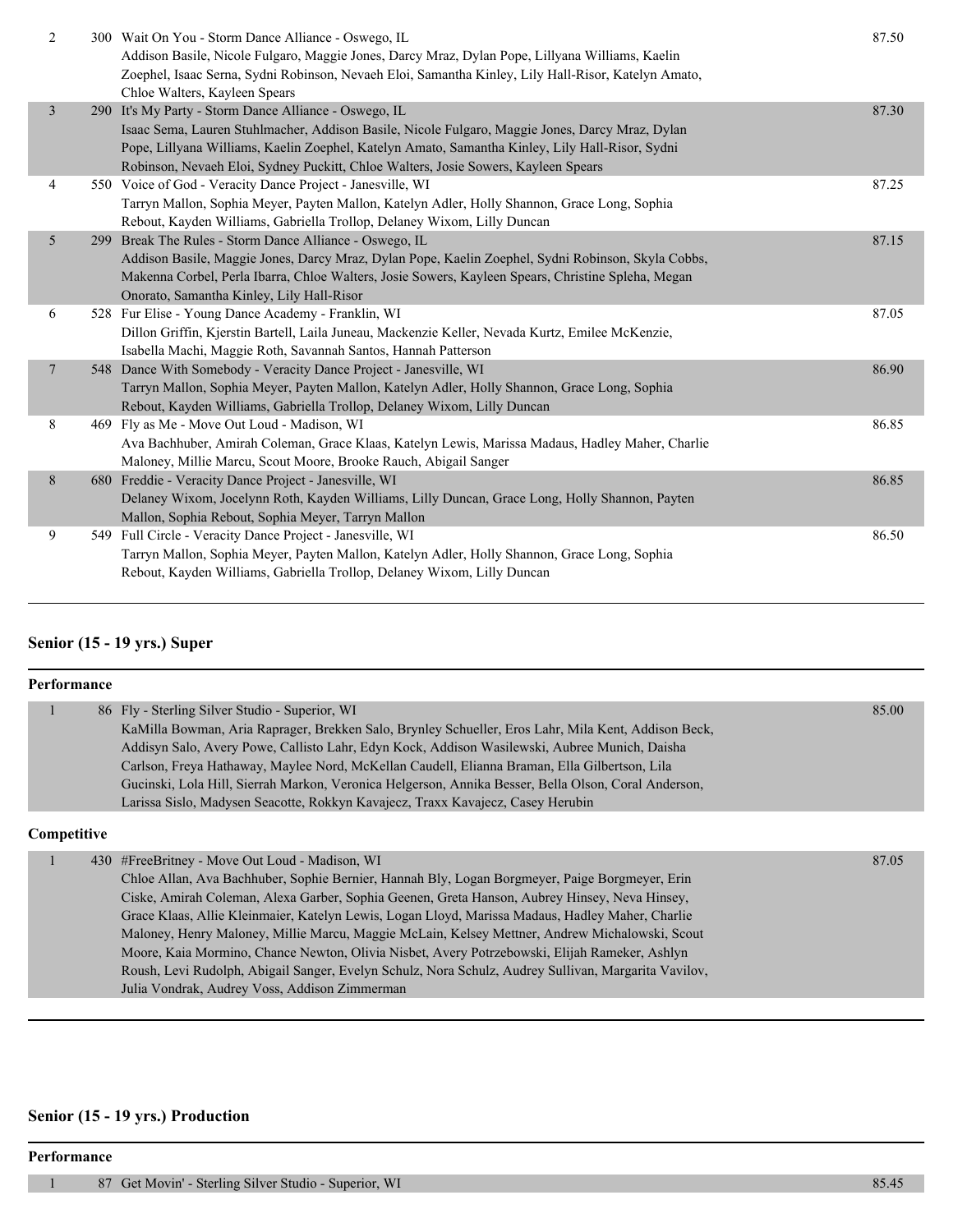| Place | No. | Entry | Score |
|---|---|---|---|
| 2 | 300 | Wait On You - Storm Dance Alliance - Oswego, IL<br>Addison Basile, Nicole Fulgaro, Maggie Jones, Darcy Mraz, Dylan Pope, Lillyana Williams, Kaelin Zoephel, Isaac Serna, Sydni Robinson, Nevaeh Eloi, Samantha Kinley, Lily Hall-Risor, Katelyn Amato, Chloe Walters, Kayleen Spears | 87.50 |
| 3 | 290 | It's My Party - Storm Dance Alliance - Oswego, IL<br>Isaac Sema, Lauren Stuhlmacher, Addison Basile, Nicole Fulgaro, Maggie Jones, Darcy Mraz, Dylan Pope, Lillyana Williams, Kaelin Zoephel, Katelyn Amato, Samantha Kinley, Lily Hall-Risor, Sydni Robinson, Nevaeh Eloi, Sydney Puckitt, Chloe Walters, Josie Sowers, Kayleen Spears | 87.30 |
| 4 | 550 | Voice of God - Veracity Dance Project - Janesville, WI<br>Tarryn Mallon, Sophia Meyer, Payten Mallon, Katelyn Adler, Holly Shannon, Grace Long, Sophia Rebout, Kayden Williams, Gabriella Trollop, Delaney Wixom, Lilly Duncan | 87.25 |
| 5 | 299 | Break The Rules - Storm Dance Alliance - Oswego, IL<br>Addison Basile, Maggie Jones, Darcy Mraz, Dylan Pope, Kaelin Zoephel, Sydni Robinson, Skyla Cobbs, Makenna Corbel, Perla Ibarra, Chloe Walters, Josie Sowers, Kayleen Spears, Christine Spleha, Megan Onorato, Samantha Kinley, Lily Hall-Risor | 87.15 |
| 6 | 528 | Fur Elise - Young Dance Academy - Franklin, WI<br>Dillon Griffin, Kjerstin Bartell, Laila Juneau, Mackenzie Keller, Nevada Kurtz, Emilee McKenzie, Isabella Machi, Maggie Roth, Savannah Santos, Hannah Patterson | 87.05 |
| 7 | 548 | Dance With Somebody - Veracity Dance Project - Janesville, WI<br>Tarryn Mallon, Sophia Meyer, Payten Mallon, Katelyn Adler, Holly Shannon, Grace Long, Sophia Rebout, Kayden Williams, Gabriella Trollop, Delaney Wixom, Lilly Duncan | 86.90 |
| 8 | 469 | Fly as Me - Move Out Loud - Madison, WI<br>Ava Bachhuber, Amirah Coleman, Grace Klaas, Katelyn Lewis, Marissa Madaus, Hadley Maher, Charlie Maloney, Millie Marcu, Scout Moore, Brooke Rauch, Abigail Sanger | 86.85 |
| 8 | 680 | Freddie - Veracity Dance Project - Janesville, WI<br>Delaney Wixom, Jocelynn Roth, Kayden Williams, Lilly Duncan, Grace Long, Holly Shannon, Payten Mallon, Sophia Rebout, Sophia Meyer, Tarryn Mallon | 86.85 |
| 9 | 549 | Full Circle - Veracity Dance Project - Janesville, WI<br>Tarryn Mallon, Sophia Meyer, Payten Mallon, Katelyn Adler, Holly Shannon, Grace Long, Sophia Rebout, Kayden Williams, Gabriella Trollop, Delaney Wixom, Lilly Duncan | 86.50 |

## Senior (15 - 19 yrs.) Super

### Performance

| Place | No. | Entry | Score |
|---|---|---|---|
| 1 | 86 | Fly - Sterling Silver Studio - Superior, WI<br>KaMilla Bowman, Aria Raprager, Brekken Salo, Brynley Schueller, Eros Lahr, Mila Kent, Addison Beck, Addisyn Salo, Avery Powe, Callisto Lahr, Edyn Kock, Addison Wasilewski, Aubree Munich, Daisha Carlson, Freya Hathaway, Maylee Nord, McKellan Caudell, Elianna Braman, Ella Gilbertson, Lila Gucinski, Lola Hill, Sierrah Markon, Veronica Helgerson, Annika Besser, Bella Olson, Coral Anderson, Larissa Sislo, Madysen Seacotte, Rokkyn Kavajecz, Traxx Kavajecz, Casey Herubin | 85.00 |

### Competitive

| Place | No. | Entry | Score |
|---|---|---|---|
| 1 | 430 | #FreeBritney - Move Out Loud - Madison, WI<br>Chloe Allan, Ava Bachhuber, Sophie Bernier, Hannah Bly, Logan Borgmeyer, Paige Borgmeyer, Erin Ciske, Amirah Coleman, Alexa Garber, Sophia Geenen, Greta Hanson, Aubrey Hinsey, Neva Hinsey, Grace Klaas, Allie Kleinmaier, Katelyn Lewis, Logan Lloyd, Marissa Madaus, Hadley Maher, Charlie Maloney, Henry Maloney, Millie Marcu, Maggie McLain, Kelsey Mettner, Andrew Michalowski, Scout Moore, Kaia Mormino, Chance Newton, Olivia Nisbet, Avery Potrzebowski, Elijah Rameker, Ashlyn Roush, Levi Rudolph, Abigail Sanger, Evelyn Schulz, Nora Schulz, Audrey Sullivan, Margarita Vavilov, Julia Vondrak, Audrey Voss, Addison Zimmerman | 87.05 |

## Senior (15 - 19 yrs.) Production

### Performance

| Place | No. | Entry | Score |
|---|---|---|---|
| 1 | 87 | Get Movin' - Sterling Silver Studio - Superior, WI | 85.45 |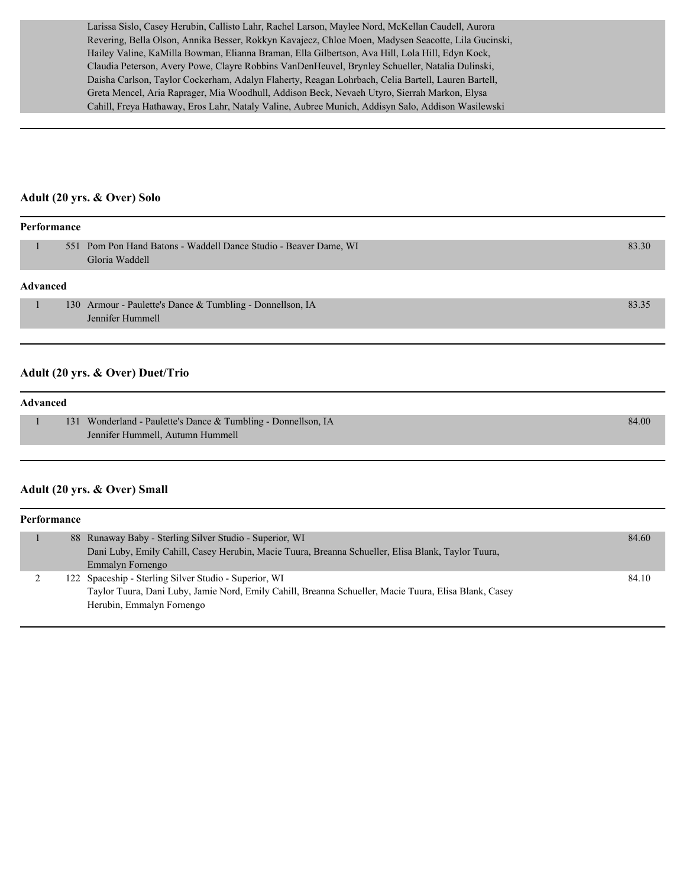Larissa Sislo, Casey Herubin, Callisto Lahr, Rachel Larson, Maylee Nord, McKellan Caudell, Aurora Revering, Bella Olson, Annika Besser, Rokkyn Kavajecz, Chloe Moen, Madysen Seacotte, Lila Gucinski, Hailey Valine, KaMilla Bowman, Elianna Braman, Ella Gilbertson, Ava Hill, Lola Hill, Edyn Kock, Claudia Peterson, Avery Powe, Clayre Robbins VanDenHeuvel, Brynley Schueller, Natalia Dulinski, Daisha Carlson, Taylor Cockerham, Adalyn Flaherty, Reagan Lohrbach, Celia Bartell, Lauren Bartell, Greta Mencel, Aria Raprager, Mia Woodhull, Addison Beck, Nevaeh Utyro, Sierrah Markon, Elysa Cahill, Freya Hathaway, Eros Lahr, Nataly Valine, Aubree Munich, Addisyn Salo, Addison Wasilewski

## Adult (20 yrs. & Over) Solo

**Performance**

| | | | |
|---|---|---|---|
| 1 | 551 | Pom Pon Hand Batons - Waddell Dance Studio - Beaver Dame, WI<br>Gloria Waddell | 83.30 |

**Advanced**

| | | | |
|---|---|---|---|
| 1 | 130 | Armour - Paulette's Dance & Tumbling - Donnellson, IA<br>Jennifer Hummell | 83.35 |

## Adult (20 yrs. & Over) Duet/Trio

**Advanced**

| | | | |
|---|---|---|---|
| 1 | 131 | Wonderland - Paulette's Dance & Tumbling - Donnellson, IA<br>Jennifer Hummell, Autumn Hummell | 84.00 |

## Adult (20 yrs. & Over) Small

**Performance**

| | | | |
|---|---|---|---|
| 1 | 88 | Runaway Baby - Sterling Silver Studio - Superior, WI<br>Dani Luby, Emily Cahill, Casey Herubin, Macie Tuura, Breanna Schueller, Elisa Blank, Taylor Tuura, Emmalyn Fornengo | 84.60 |
| 2 | 122 | Spaceship - Sterling Silver Studio - Superior, WI<br>Taylor Tuura, Dani Luby, Jamie Nord, Emily Cahill, Breanna Schueller, Macie Tuura, Elisa Blank, Casey Herubin, Emmalyn Fornengo | 84.10 |